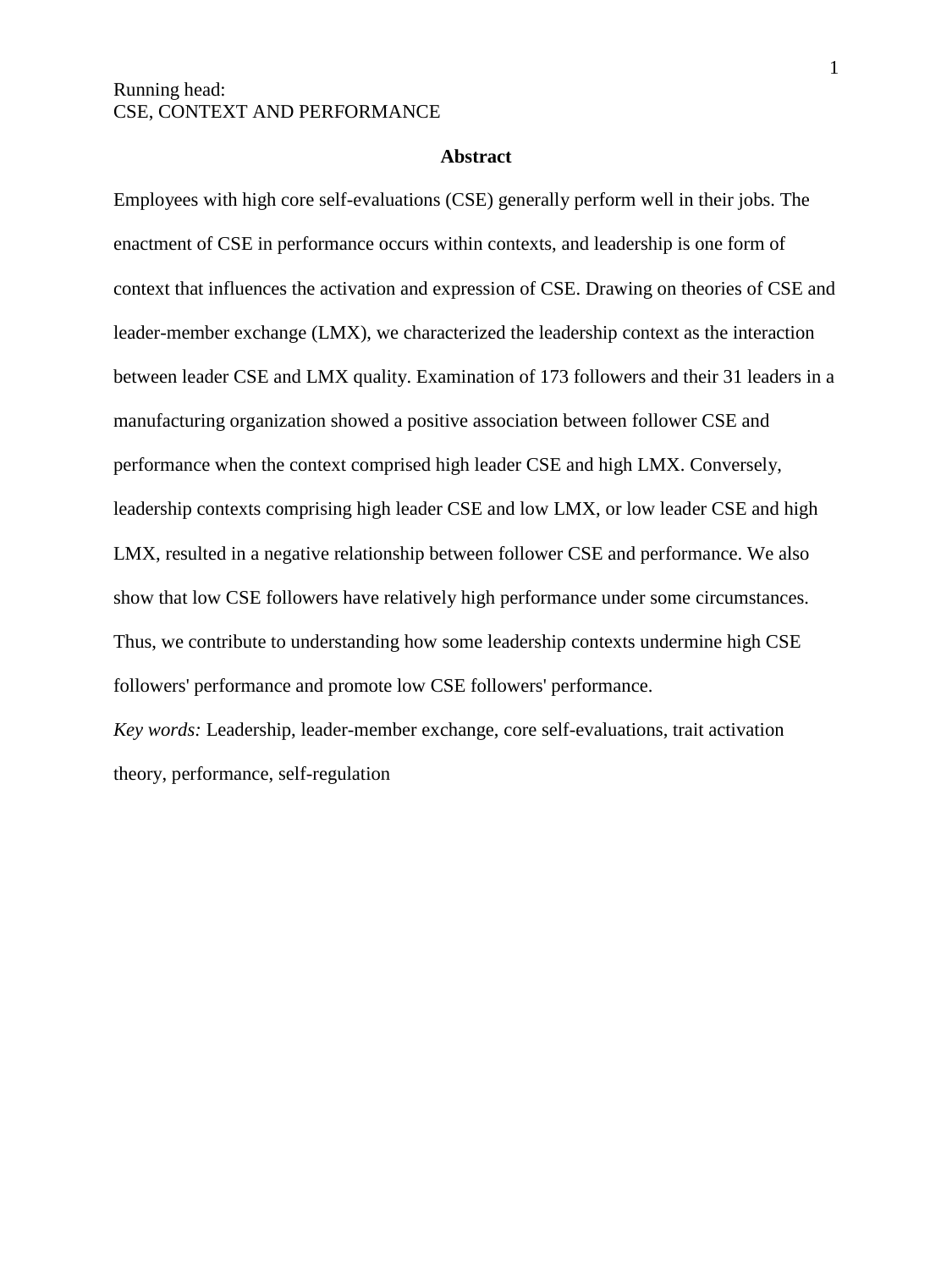## Abstract

Employees with high core self-evaluations (CSE) generally perform well in their jobs. The enactment of CSE in performance occurs within contexts, and leadership is one form of context that influences the activation and expression of CSE. Drawing on theories of CSE and leader-member exchange (LMX), we characterized the leadership context as the interaction between leader CSE and LMX quality. Examination of 173 followers and their 31 leaders in a manufacturing organization showed a positive association between follower CSE and performance when the context comprised high leader CSE and high LMX. Conversely, leadership contexts comprising high leader CSE and low LMX, or low leader CSE and high LMX, resulted in a negative relationship between follower CSE and performance. We also show that low CSE followers have relatively high performance under some circumstances. Thus, we contribute to understanding how some leadership contexts undermine high CSE followers' performance and promote low CSE followers' performance.

*Key words:* Leadership, leader-member exchange, core self-evaluations, trait activation theory, performance, self-regulation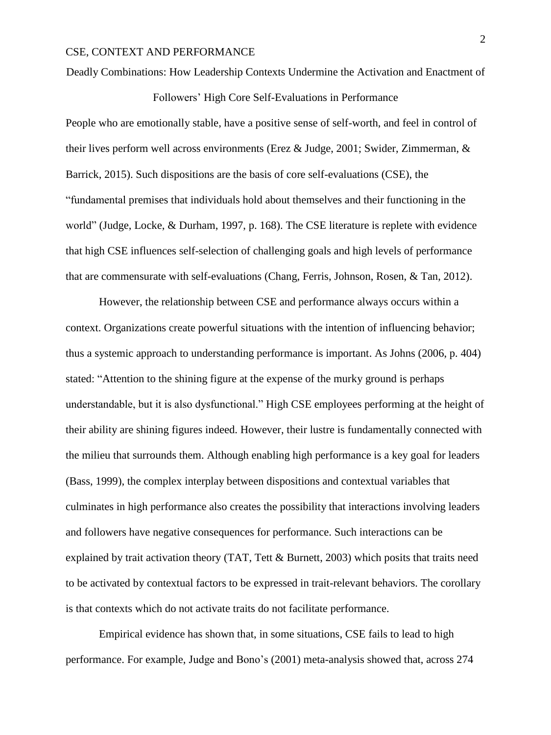# Deadly Combinations: How Leadership Contexts Undermine the Activation and Enactment of Followers' High Core Self-Evaluations in Performance

People who are emotionally stable, have a positive sense of self-worth, and feel in control of their lives perform well across environments (Erez & Judge, 2001; Swider, Zimmerman, & Barrick, 2015). Such dispositions are the basis of core self-evaluations (CSE), the "fundamental premises that individuals hold about themselves and their functioning in the world" (Judge, Locke, & Durham, 1997, p. 168). The CSE literature is replete with evidence that high CSE influences self-selection of challenging goals and high levels of performance that are commensurate with self-evaluations (Chang, Ferris, Johnson, Rosen, & Tan, 2012).

However, the relationship between CSE and performance always occurs within a context. Organizations create powerful situations with the intention of influencing behavior; thus a systemic approach to understanding performance is important. As Johns (2006, p. 404) stated: "Attention to the shining figure at the expense of the murky ground is perhaps understandable, but it is also dysfunctional." High CSE employees performing at the height of their ability are shining figures indeed. However, their lustre is fundamentally connected with the milieu that surrounds them. Although enabling high performance is a key goal for leaders (Bass, 1999), the complex interplay between dispositions and contextual variables that culminates in high performance also creates the possibility that interactions involving leaders and followers have negative consequences for performance. Such interactions can be explained by trait activation theory (TAT, Tett & Burnett, 2003) which posits that traits need to be activated by contextual factors to be expressed in trait-relevant behaviors. The corollary is that contexts which do not activate traits do not facilitate performance.

Empirical evidence has shown that, in some situations, CSE fails to lead to high performance. For example, Judge and Bono's (2001) meta-analysis showed that, across 274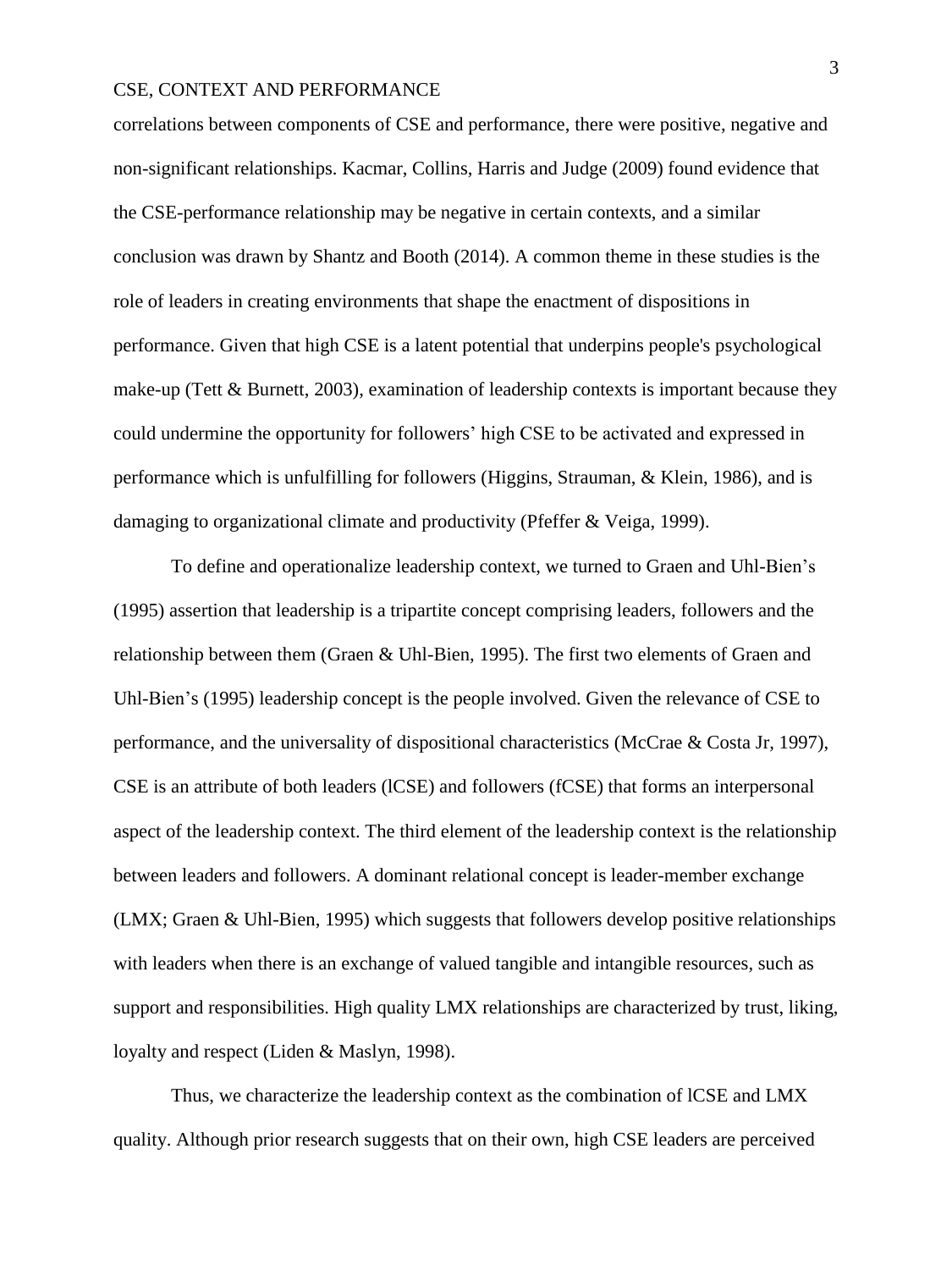correlations between components of CSE and performance, there were positive, negative and non-significant relationships. Kacmar, Collins, Harris and Judge (2009) found evidence that the CSE-performance relationship may be negative in certain contexts, and a similar conclusion was drawn by Shantz and Booth (2014). A common theme in these studies is the role of leaders in creating environments that shape the enactment of dispositions in performance. Given that high CSE is a latent potential that underpins people's psychological make-up (Tett & Burnett, 2003), examination of leadership contexts is important because they could undermine the opportunity for followers' high CSE to be activated and expressed in performance which is unfulfilling for followers (Higgins, Strauman, & Klein, 1986), and is damaging to organizational climate and productivity (Pfeffer & Veiga, 1999).

To define and operationalize leadership context, we turned to Graen and Uhl-Bien's (1995) assertion that leadership is a tripartite concept comprising leaders, followers and the relationship between them (Graen & Uhl-Bien, 1995). The first two elements of Graen and Uhl-Bien's (1995) leadership concept is the people involved. Given the relevance of CSE to performance, and the universality of dispositional characteristics (McCrae & Costa Jr, 1997), CSE is an attribute of both leaders (lCSE) and followers (fCSE) that forms an interpersonal aspect of the leadership context. The third element of the leadership context is the relationship between leaders and followers. A dominant relational concept is leader-member exchange (LMX; Graen & Uhl-Bien, 1995) which suggests that followers develop positive relationships with leaders when there is an exchange of valued tangible and intangible resources, such as support and responsibilities. High quality LMX relationships are characterized by trust, liking, loyalty and respect (Liden & Maslyn, 1998).

Thus, we characterize the leadership context as the combination of lCSE and LMX quality. Although prior research suggests that on their own, high CSE leaders are perceived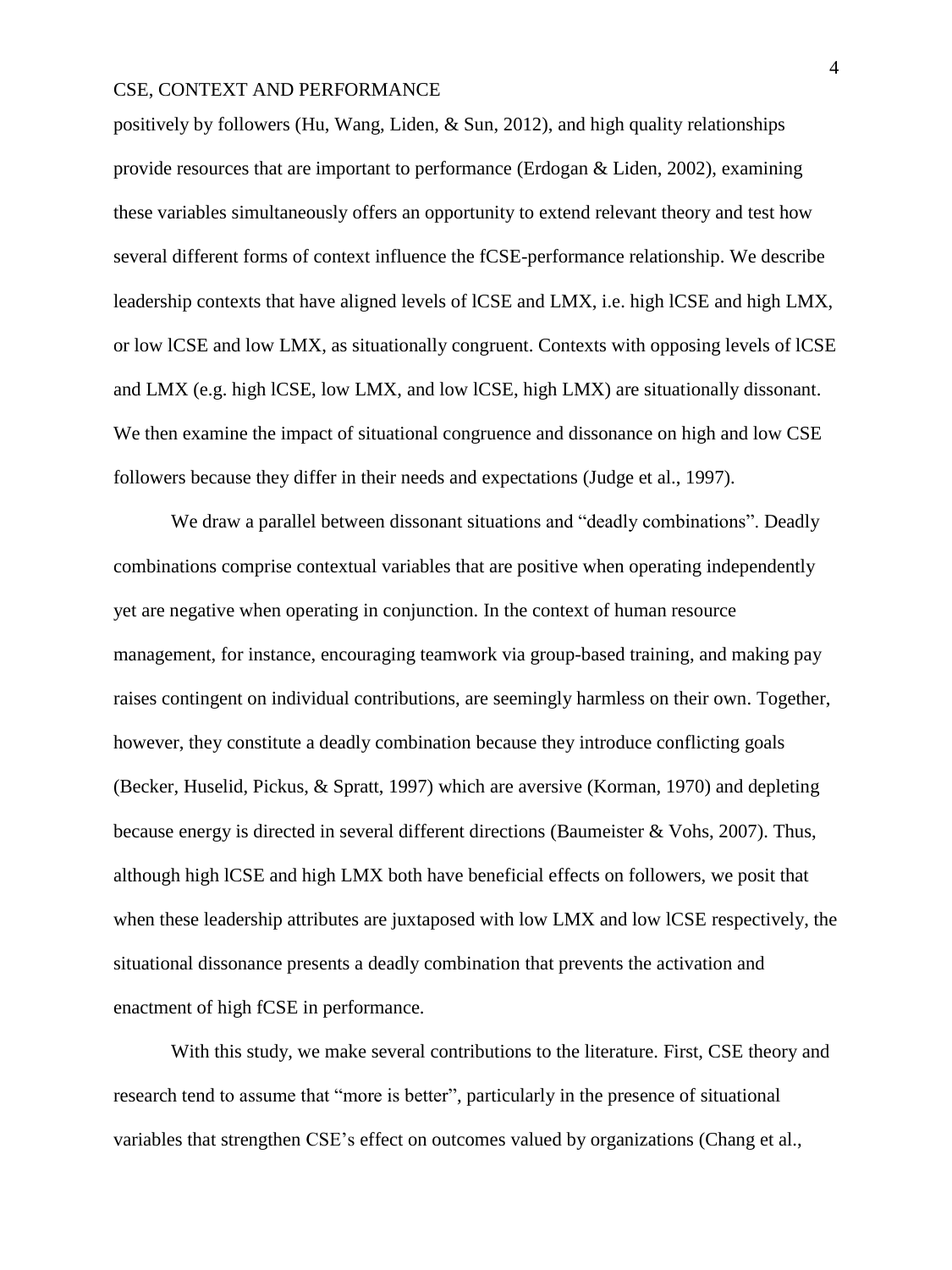positively by followers (Hu, Wang, Liden, & Sun, 2012), and high quality relationships provide resources that are important to performance (Erdogan & Liden, 2002), examining these variables simultaneously offers an opportunity to extend relevant theory and test how several different forms of context influence the fCSE-performance relationship. We describe leadership contexts that have aligned levels of lCSE and LMX, i.e. high lCSE and high LMX, or low lCSE and low LMX, as situationally congruent. Contexts with opposing levels of lCSE and LMX (e.g. high lCSE, low LMX, and low lCSE, high LMX) are situationally dissonant. We then examine the impact of situational congruence and dissonance on high and low CSE followers because they differ in their needs and expectations (Judge et al., 1997).

We draw a parallel between dissonant situations and "deadly combinations". Deadly combinations comprise contextual variables that are positive when operating independently yet are negative when operating in conjunction. In the context of human resource management, for instance, encouraging teamwork via group-based training, and making pay raises contingent on individual contributions, are seemingly harmless on their own. Together, however, they constitute a deadly combination because they introduce conflicting goals (Becker, Huselid, Pickus, & Spratt, 1997) which are aversive (Korman, 1970) and depleting because energy is directed in several different directions (Baumeister & Vohs, 2007). Thus, although high lCSE and high LMX both have beneficial effects on followers, we posit that when these leadership attributes are juxtaposed with low LMX and low lCSE respectively, the situational dissonance presents a deadly combination that prevents the activation and enactment of high fCSE in performance.

With this study, we make several contributions to the literature. First, CSE theory and research tend to assume that "more is better", particularly in the presence of situational variables that strengthen CSE's effect on outcomes valued by organizations (Chang et al.,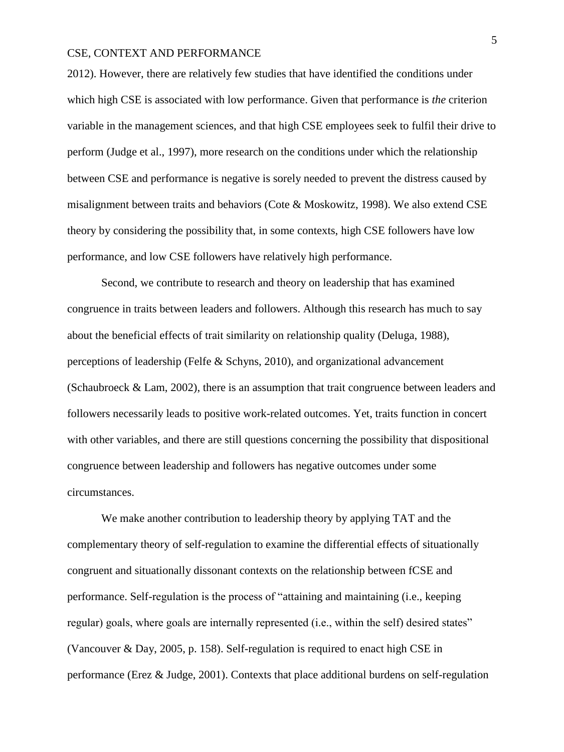2012). However, there are relatively few studies that have identified the conditions under which high CSE is associated with low performance. Given that performance is *the* criterion variable in the management sciences, and that high CSE employees seek to fulfil their drive to perform (Judge et al., 1997), more research on the conditions under which the relationship between CSE and performance is negative is sorely needed to prevent the distress caused by misalignment between traits and behaviors (Cote & Moskowitz, 1998). We also extend CSE theory by considering the possibility that, in some contexts, high CSE followers have low performance, and low CSE followers have relatively high performance.

Second, we contribute to research and theory on leadership that has examined congruence in traits between leaders and followers. Although this research has much to say about the beneficial effects of trait similarity on relationship quality (Deluga, 1988), perceptions of leadership (Felfe & Schyns, 2010), and organizational advancement (Schaubroeck & Lam, 2002), there is an assumption that trait congruence between leaders and followers necessarily leads to positive work-related outcomes. Yet, traits function in concert with other variables, and there are still questions concerning the possibility that dispositional congruence between leadership and followers has negative outcomes under some circumstances.

We make another contribution to leadership theory by applying TAT and the complementary theory of self-regulation to examine the differential effects of situationally congruent and situationally dissonant contexts on the relationship between fCSE and performance. Self-regulation is the process of "attaining and maintaining (i.e., keeping regular) goals, where goals are internally represented (i.e., within the self) desired states" (Vancouver & Day, 2005, p. 158). Self-regulation is required to enact high CSE in performance (Erez & Judge, 2001). Contexts that place additional burdens on self-regulation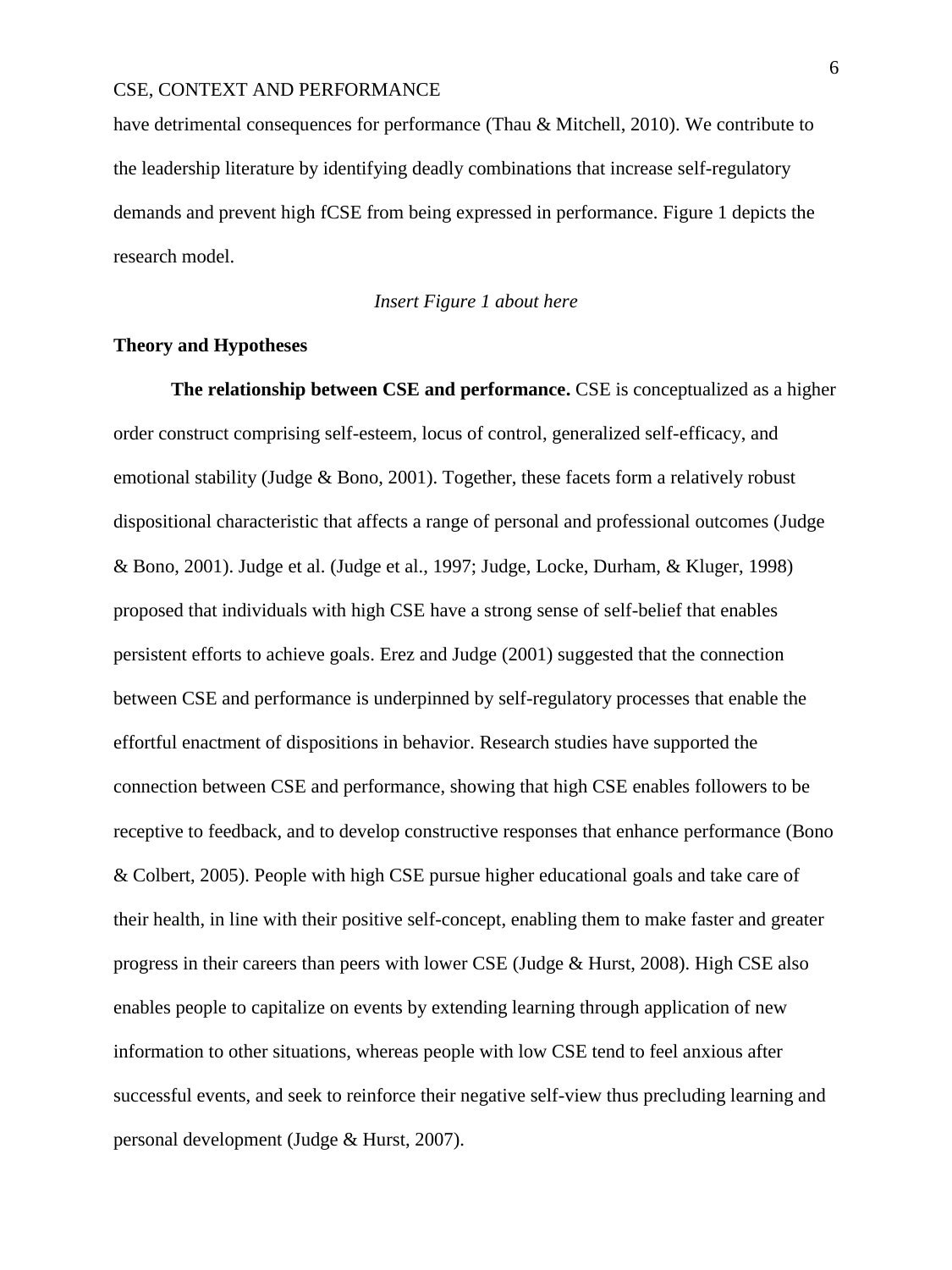have detrimental consequences for performance (Thau & Mitchell, 2010). We contribute to the leadership literature by identifying deadly combinations that increase self-regulatory demands and prevent high fCSE from being expressed in performance. Figure 1 depicts the research model.

*Insert Figure 1 about here*

## Theory and Hypotheses

**The relationship between CSE and performance.** CSE is conceptualized as a higher order construct comprising self-esteem, locus of control, generalized self-efficacy, and emotional stability (Judge & Bono, 2001). Together, these facets form a relatively robust dispositional characteristic that affects a range of personal and professional outcomes (Judge & Bono, 2001). Judge et al. (Judge et al., 1997; Judge, Locke, Durham, & Kluger, 1998) proposed that individuals with high CSE have a strong sense of self-belief that enables persistent efforts to achieve goals. Erez and Judge (2001) suggested that the connection between CSE and performance is underpinned by self-regulatory processes that enable the effortful enactment of dispositions in behavior. Research studies have supported the connection between CSE and performance, showing that high CSE enables followers to be receptive to feedback, and to develop constructive responses that enhance performance (Bono & Colbert, 2005). People with high CSE pursue higher educational goals and take care of their health, in line with their positive self-concept, enabling them to make faster and greater progress in their careers than peers with lower CSE (Judge & Hurst, 2008). High CSE also enables people to capitalize on events by extending learning through application of new information to other situations, whereas people with low CSE tend to feel anxious after successful events, and seek to reinforce their negative self-view thus precluding learning and personal development (Judge & Hurst, 2007).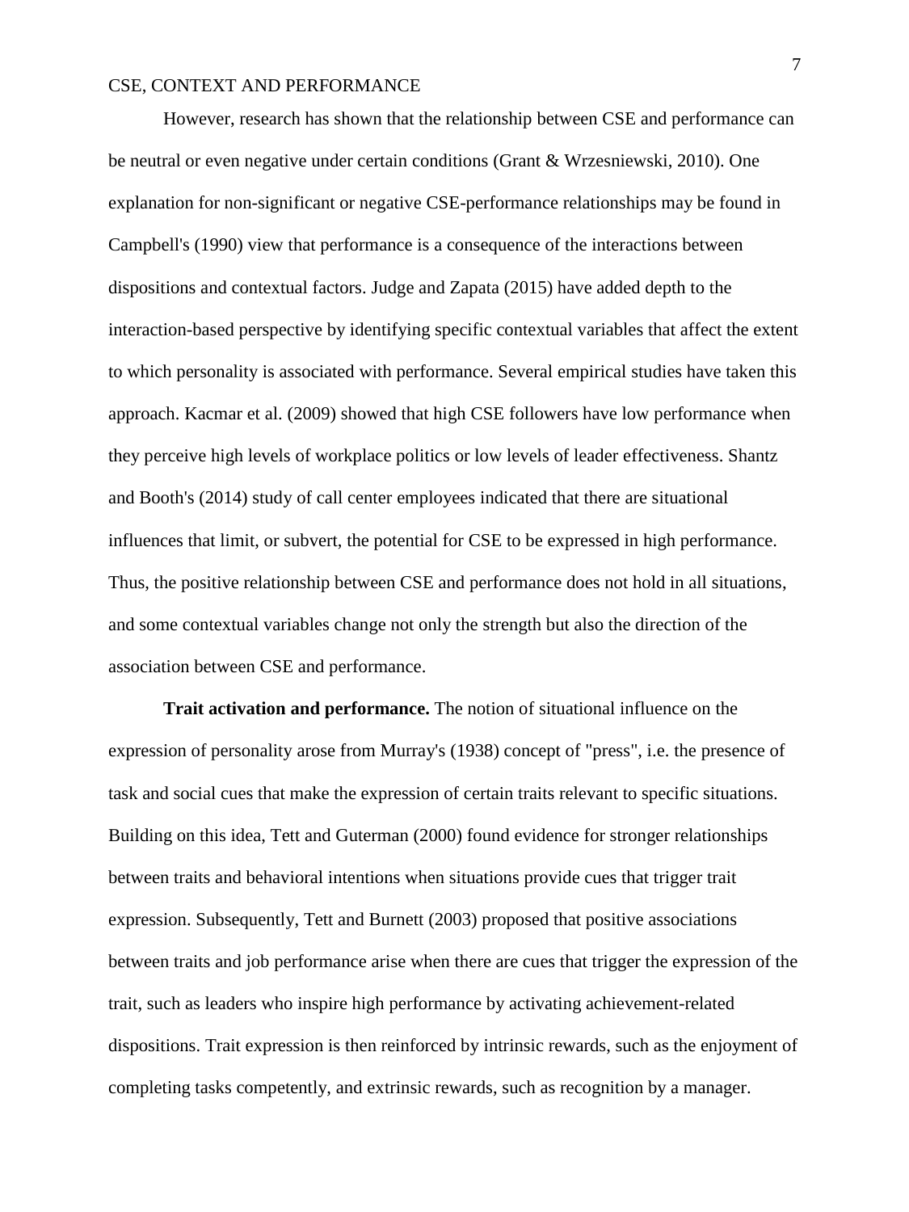However, research has shown that the relationship between CSE and performance can be neutral or even negative under certain conditions (Grant & Wrzesniewski, 2010). One explanation for non-significant or negative CSE-performance relationships may be found in Campbell's (1990) view that performance is a consequence of the interactions between dispositions and contextual factors. Judge and Zapata (2015) have added depth to the interaction-based perspective by identifying specific contextual variables that affect the extent to which personality is associated with performance. Several empirical studies have taken this approach. Kacmar et al. (2009) showed that high CSE followers have low performance when they perceive high levels of workplace politics or low levels of leader effectiveness. Shantz and Booth's (2014) study of call center employees indicated that there are situational influences that limit, or subvert, the potential for CSE to be expressed in high performance. Thus, the positive relationship between CSE and performance does not hold in all situations, and some contextual variables change not only the strength but also the direction of the association between CSE and performance.

**Trait activation and performance.** The notion of situational influence on the expression of personality arose from Murray's (1938) concept of "press", i.e. the presence of task and social cues that make the expression of certain traits relevant to specific situations. Building on this idea, Tett and Guterman (2000) found evidence for stronger relationships between traits and behavioral intentions when situations provide cues that trigger trait expression. Subsequently, Tett and Burnett (2003) proposed that positive associations between traits and job performance arise when there are cues that trigger the expression of the trait, such as leaders who inspire high performance by activating achievement-related dispositions. Trait expression is then reinforced by intrinsic rewards, such as the enjoyment of completing tasks competently, and extrinsic rewards, such as recognition by a manager.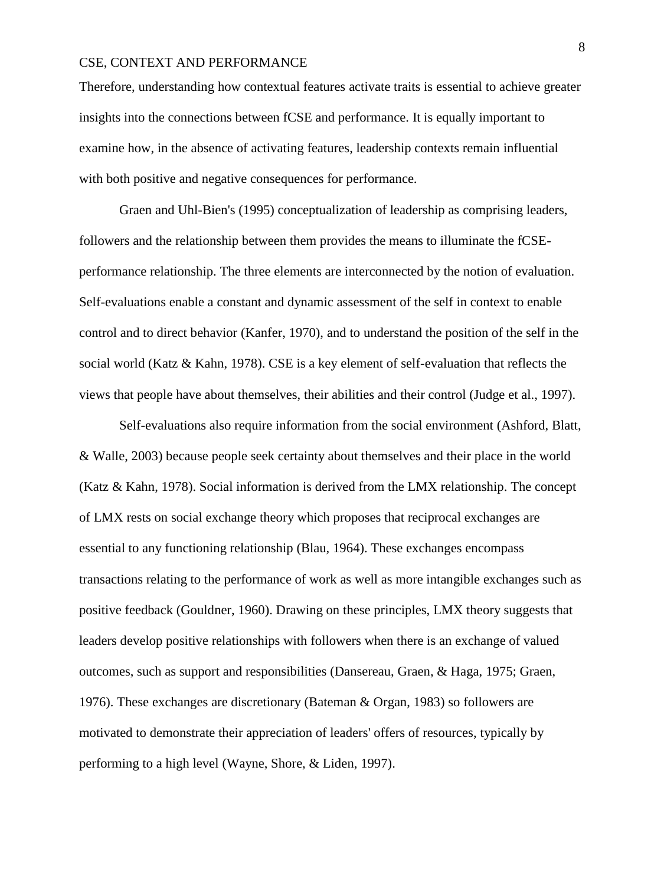Therefore, understanding how contextual features activate traits is essential to achieve greater insights into the connections between fCSE and performance. It is equally important to examine how, in the absence of activating features, leadership contexts remain influential with both positive and negative consequences for performance.

Graen and Uhl-Bien's (1995) conceptualization of leadership as comprising leaders, followers and the relationship between them provides the means to illuminate the fCSE-performance relationship. The three elements are interconnected by the notion of evaluation. Self-evaluations enable a constant and dynamic assessment of the self in context to enable control and to direct behavior (Kanfer, 1970), and to understand the position of the self in the social world (Katz & Kahn, 1978). CSE is a key element of self-evaluation that reflects the views that people have about themselves, their abilities and their control (Judge et al., 1997).

Self-evaluations also require information from the social environment (Ashford, Blatt, & Walle, 2003) because people seek certainty about themselves and their place in the world (Katz & Kahn, 1978). Social information is derived from the LMX relationship. The concept of LMX rests on social exchange theory which proposes that reciprocal exchanges are essential to any functioning relationship (Blau, 1964). These exchanges encompass transactions relating to the performance of work as well as more intangible exchanges such as positive feedback (Gouldner, 1960). Drawing on these principles, LMX theory suggests that leaders develop positive relationships with followers when there is an exchange of valued outcomes, such as support and responsibilities (Dansereau, Graen, & Haga, 1975; Graen, 1976). These exchanges are discretionary (Bateman & Organ, 1983) so followers are motivated to demonstrate their appreciation of leaders' offers of resources, typically by performing to a high level (Wayne, Shore, & Liden, 1997).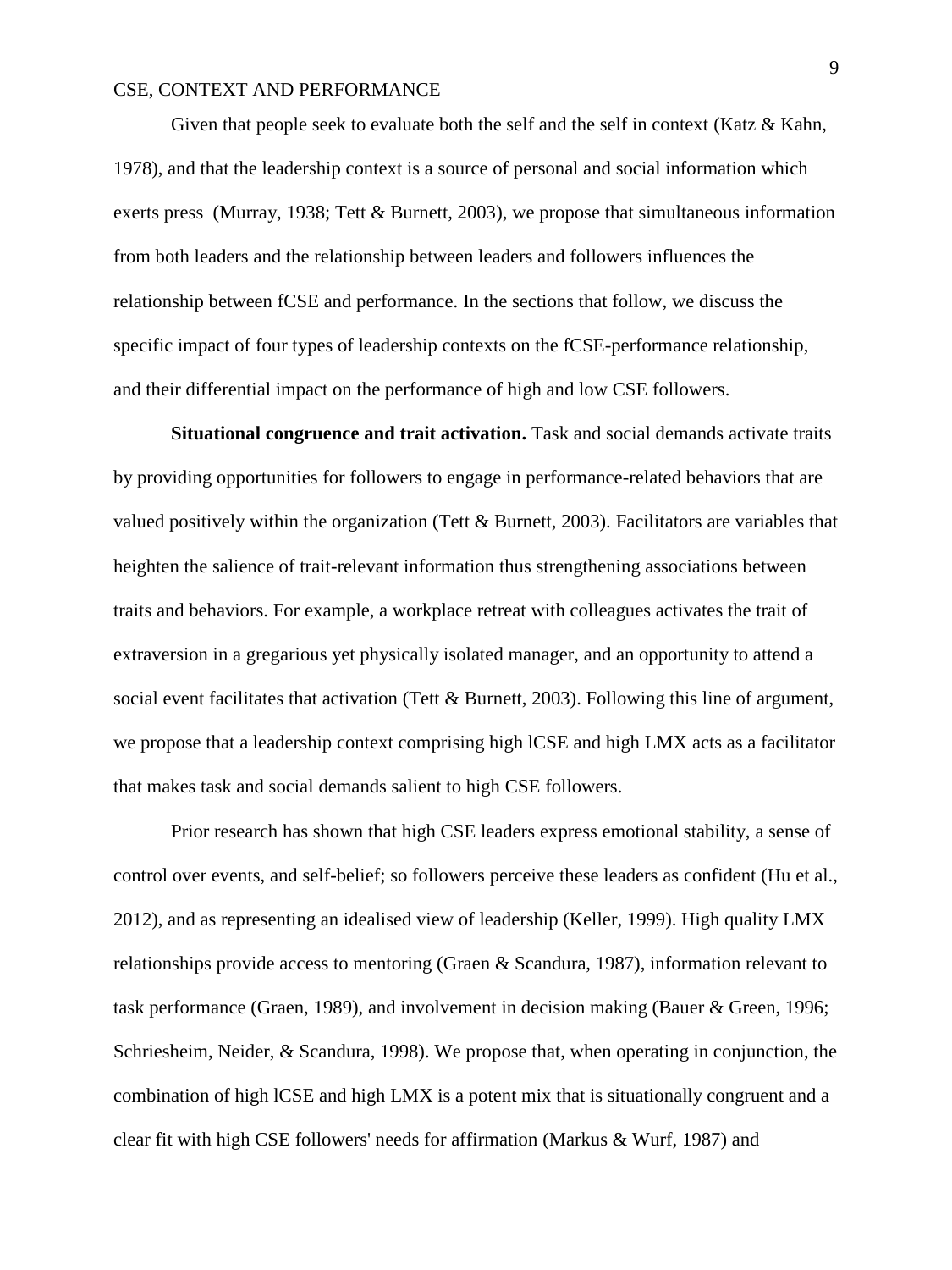Given that people seek to evaluate both the self and the self in context (Katz & Kahn, 1978), and that the leadership context is a source of personal and social information which exerts press (Murray, 1938; Tett & Burnett, 2003), we propose that simultaneous information from both leaders and the relationship between leaders and followers influences the relationship between fCSE and performance. In the sections that follow, we discuss the specific impact of four types of leadership contexts on the fCSE-performance relationship, and their differential impact on the performance of high and low CSE followers.

**Situational congruence and trait activation.** Task and social demands activate traits by providing opportunities for followers to engage in performance-related behaviors that are valued positively within the organization (Tett & Burnett, 2003). Facilitators are variables that heighten the salience of trait-relevant information thus strengthening associations between traits and behaviors. For example, a workplace retreat with colleagues activates the trait of extraversion in a gregarious yet physically isolated manager, and an opportunity to attend a social event facilitates that activation (Tett & Burnett, 2003). Following this line of argument, we propose that a leadership context comprising high lCSE and high LMX acts as a facilitator that makes task and social demands salient to high CSE followers.

Prior research has shown that high CSE leaders express emotional stability, a sense of control over events, and self-belief; so followers perceive these leaders as confident (Hu et al., 2012), and as representing an idealised view of leadership (Keller, 1999). High quality LMX relationships provide access to mentoring (Graen & Scandura, 1987), information relevant to task performance (Graen, 1989), and involvement in decision making (Bauer & Green, 1996; Schriesheim, Neider, & Scandura, 1998). We propose that, when operating in conjunction, the combination of high lCSE and high LMX is a potent mix that is situationally congruent and a clear fit with high CSE followers' needs for affirmation (Markus & Wurf, 1987) and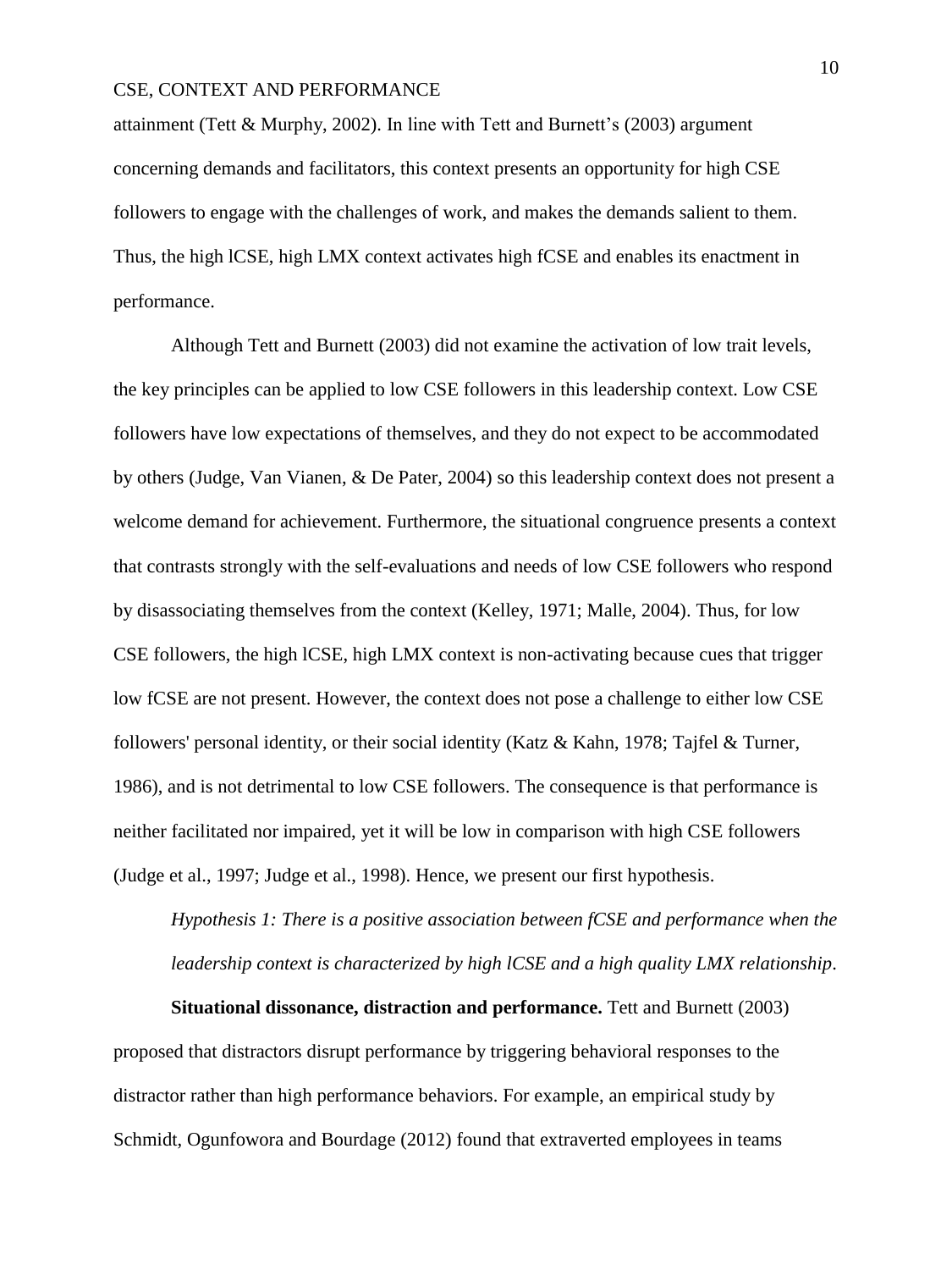attainment (Tett & Murphy, 2002). In line with Tett and Burnett's (2003) argument concerning demands and facilitators, this context presents an opportunity for high CSE followers to engage with the challenges of work, and makes the demands salient to them. Thus, the high lCSE, high LMX context activates high fCSE and enables its enactment in performance.

Although Tett and Burnett (2003) did not examine the activation of low trait levels, the key principles can be applied to low CSE followers in this leadership context. Low CSE followers have low expectations of themselves, and they do not expect to be accommodated by others (Judge, Van Vianen, & De Pater, 2004) so this leadership context does not present a welcome demand for achievement. Furthermore, the situational congruence presents a context that contrasts strongly with the self-evaluations and needs of low CSE followers who respond by disassociating themselves from the context (Kelley, 1971; Malle, 2004). Thus, for low CSE followers, the high lCSE, high LMX context is non-activating because cues that trigger low fCSE are not present. However, the context does not pose a challenge to either low CSE followers' personal identity, or their social identity (Katz & Kahn, 1978; Tajfel & Turner, 1986), and is not detrimental to low CSE followers. The consequence is that performance is neither facilitated nor impaired, yet it will be low in comparison with high CSE followers (Judge et al., 1997; Judge et al., 1998). Hence, we present our first hypothesis.

*Hypothesis 1: There is a positive association between fCSE and performance when the leadership context is characterized by high lCSE and a high quality LMX relationship*.

**Situational dissonance, distraction and performance.** Tett and Burnett (2003) proposed that distractors disrupt performance by triggering behavioral responses to the distractor rather than high performance behaviors. For example, an empirical study by Schmidt, Ogunfowora and Bourdage (2012) found that extraverted employees in teams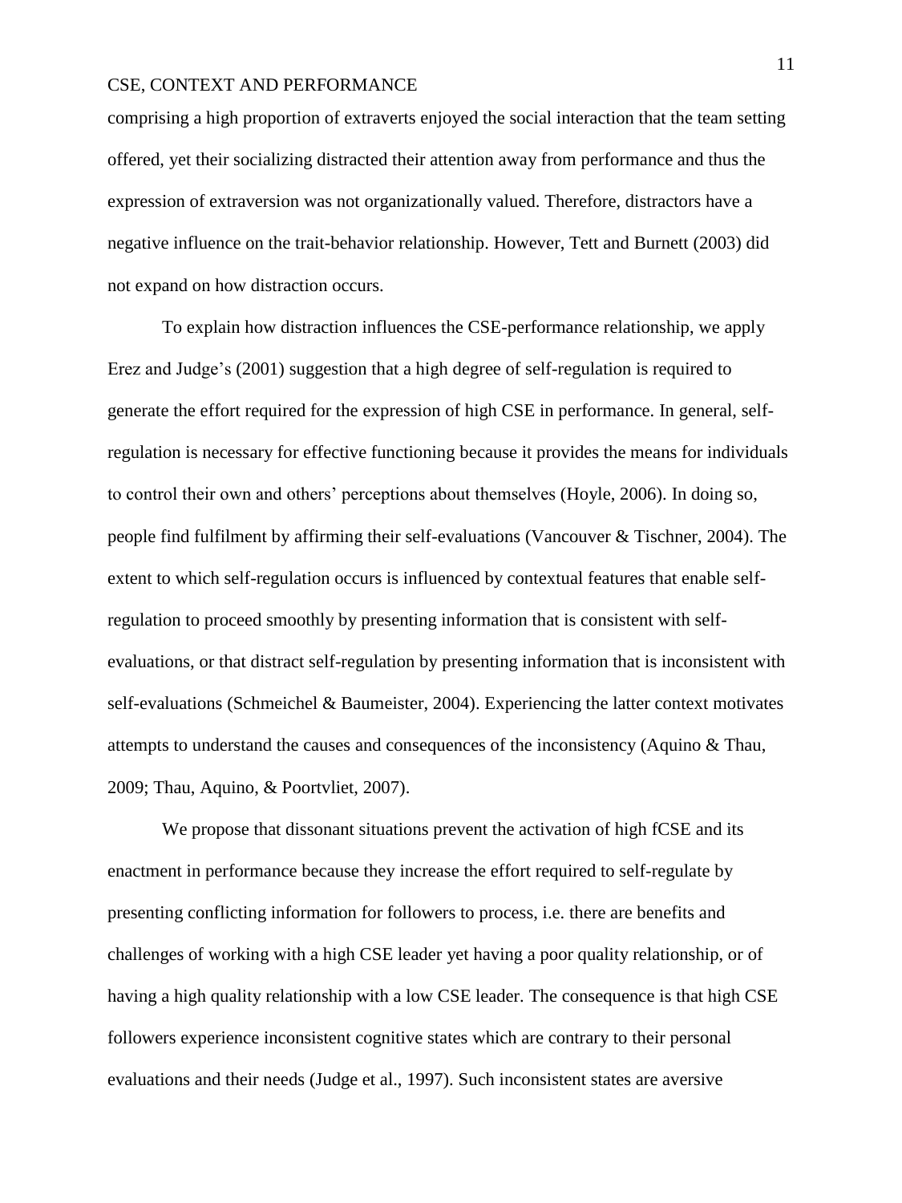comprising a high proportion of extraverts enjoyed the social interaction that the team setting offered, yet their socializing distracted their attention away from performance and thus the expression of extraversion was not organizationally valued. Therefore, distractors have a negative influence on the trait-behavior relationship. However, Tett and Burnett (2003) did not expand on how distraction occurs.

To explain how distraction influences the CSE-performance relationship, we apply Erez and Judge's (2001) suggestion that a high degree of self-regulation is required to generate the effort required for the expression of high CSE in performance. In general, self-regulation is necessary for effective functioning because it provides the means for individuals to control their own and others' perceptions about themselves (Hoyle, 2006). In doing so, people find fulfilment by affirming their self-evaluations (Vancouver & Tischner, 2004). The extent to which self-regulation occurs is influenced by contextual features that enable self-regulation to proceed smoothly by presenting information that is consistent with self-evaluations, or that distract self-regulation by presenting information that is inconsistent with self-evaluations (Schmeichel & Baumeister, 2004). Experiencing the latter context motivates attempts to understand the causes and consequences of the inconsistency (Aquino & Thau, 2009; Thau, Aquino, & Poortvliet, 2007).

We propose that dissonant situations prevent the activation of high fCSE and its enactment in performance because they increase the effort required to self-regulate by presenting conflicting information for followers to process, i.e. there are benefits and challenges of working with a high CSE leader yet having a poor quality relationship, or of having a high quality relationship with a low CSE leader. The consequence is that high CSE followers experience inconsistent cognitive states which are contrary to their personal evaluations and their needs (Judge et al., 1997). Such inconsistent states are aversive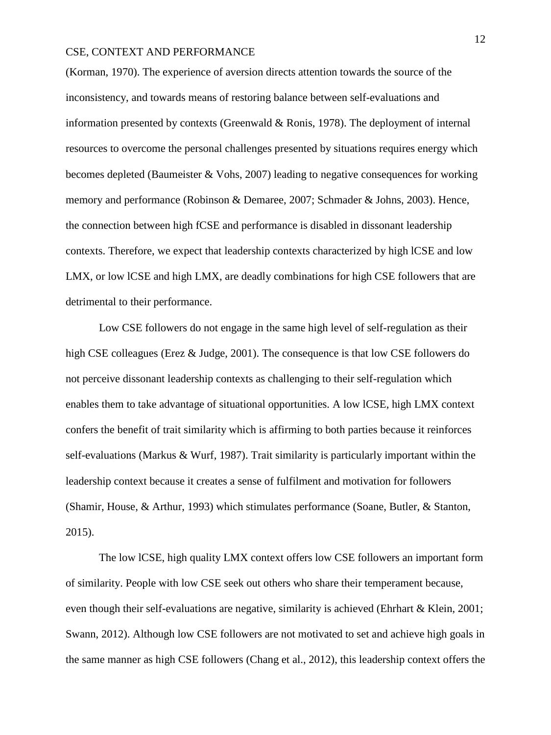(Korman, 1970). The experience of aversion directs attention towards the source of the inconsistency, and towards means of restoring balance between self-evaluations and information presented by contexts (Greenwald & Ronis, 1978). The deployment of internal resources to overcome the personal challenges presented by situations requires energy which becomes depleted (Baumeister & Vohs, 2007) leading to negative consequences for working memory and performance (Robinson & Demaree, 2007; Schmader & Johns, 2003). Hence, the connection between high fCSE and performance is disabled in dissonant leadership contexts. Therefore, we expect that leadership contexts characterized by high lCSE and low LMX, or low lCSE and high LMX, are deadly combinations for high CSE followers that are detrimental to their performance.

Low CSE followers do not engage in the same high level of self-regulation as their high CSE colleagues (Erez & Judge, 2001). The consequence is that low CSE followers do not perceive dissonant leadership contexts as challenging to their self-regulation which enables them to take advantage of situational opportunities. A low lCSE, high LMX context confers the benefit of trait similarity which is affirming to both parties because it reinforces self-evaluations (Markus & Wurf, 1987). Trait similarity is particularly important within the leadership context because it creates a sense of fulfilment and motivation for followers (Shamir, House, & Arthur, 1993) which stimulates performance (Soane, Butler, & Stanton, 2015).

The low lCSE, high quality LMX context offers low CSE followers an important form of similarity. People with low CSE seek out others who share their temperament because, even though their self-evaluations are negative, similarity is achieved (Ehrhart & Klein, 2001; Swann, 2012). Although low CSE followers are not motivated to set and achieve high goals in the same manner as high CSE followers (Chang et al., 2012), this leadership context offers the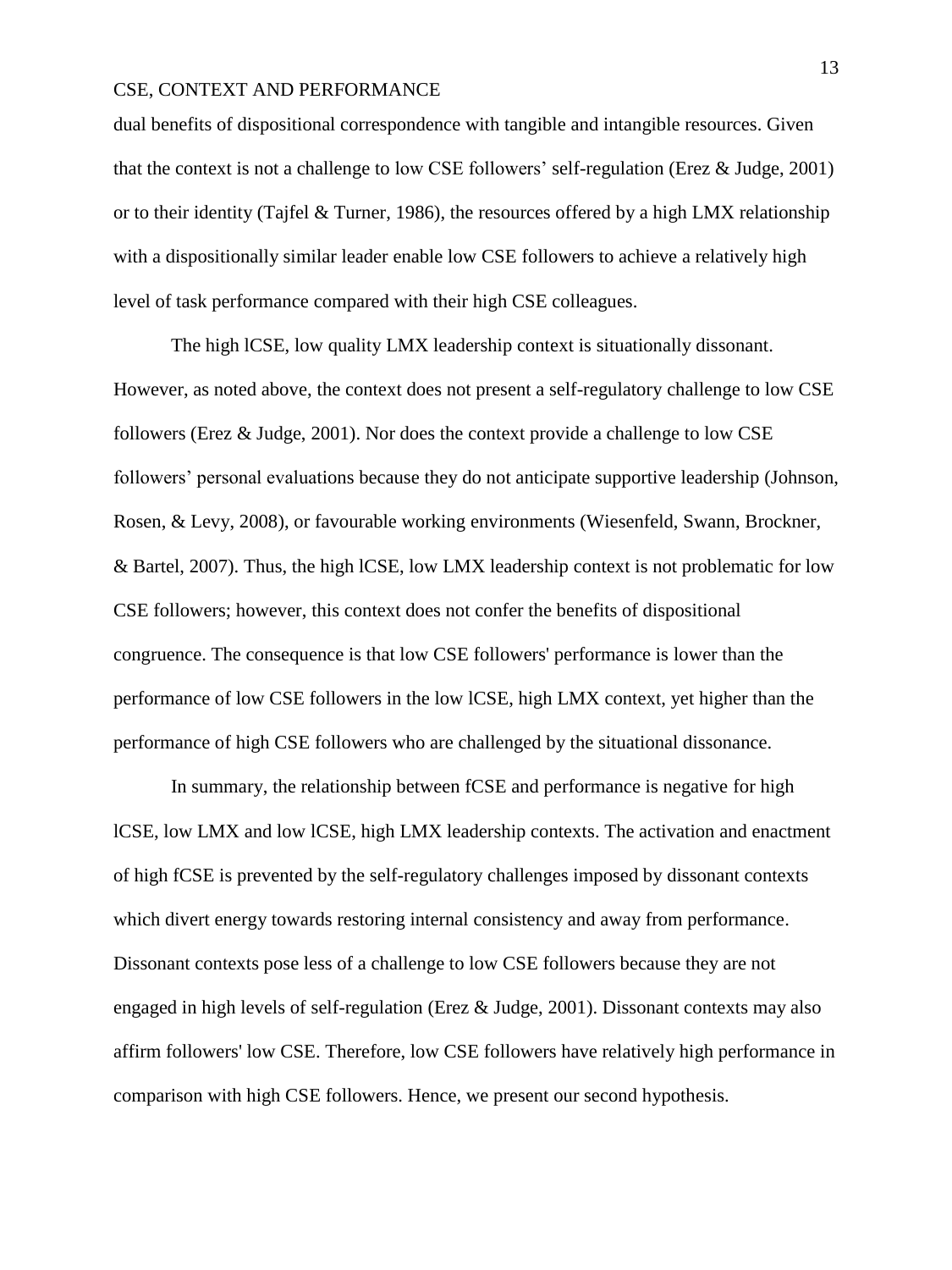dual benefits of dispositional correspondence with tangible and intangible resources. Given that the context is not a challenge to low CSE followers' self-regulation (Erez & Judge, 2001) or to their identity (Tajfel & Turner, 1986), the resources offered by a high LMX relationship with a dispositionally similar leader enable low CSE followers to achieve a relatively high level of task performance compared with their high CSE colleagues.

The high lCSE, low quality LMX leadership context is situationally dissonant. However, as noted above, the context does not present a self-regulatory challenge to low CSE followers (Erez & Judge, 2001). Nor does the context provide a challenge to low CSE followers' personal evaluations because they do not anticipate supportive leadership (Johnson, Rosen, & Levy, 2008), or favourable working environments (Wiesenfeld, Swann, Brockner, & Bartel, 2007). Thus, the high lCSE, low LMX leadership context is not problematic for low CSE followers; however, this context does not confer the benefits of dispositional congruence. The consequence is that low CSE followers' performance is lower than the performance of low CSE followers in the low lCSE, high LMX context, yet higher than the performance of high CSE followers who are challenged by the situational dissonance.

In summary, the relationship between fCSE and performance is negative for high lCSE, low LMX and low lCSE, high LMX leadership contexts. The activation and enactment of high fCSE is prevented by the self-regulatory challenges imposed by dissonant contexts which divert energy towards restoring internal consistency and away from performance. Dissonant contexts pose less of a challenge to low CSE followers because they are not engaged in high levels of self-regulation (Erez & Judge, 2001). Dissonant contexts may also affirm followers' low CSE. Therefore, low CSE followers have relatively high performance in comparison with high CSE followers. Hence, we present our second hypothesis.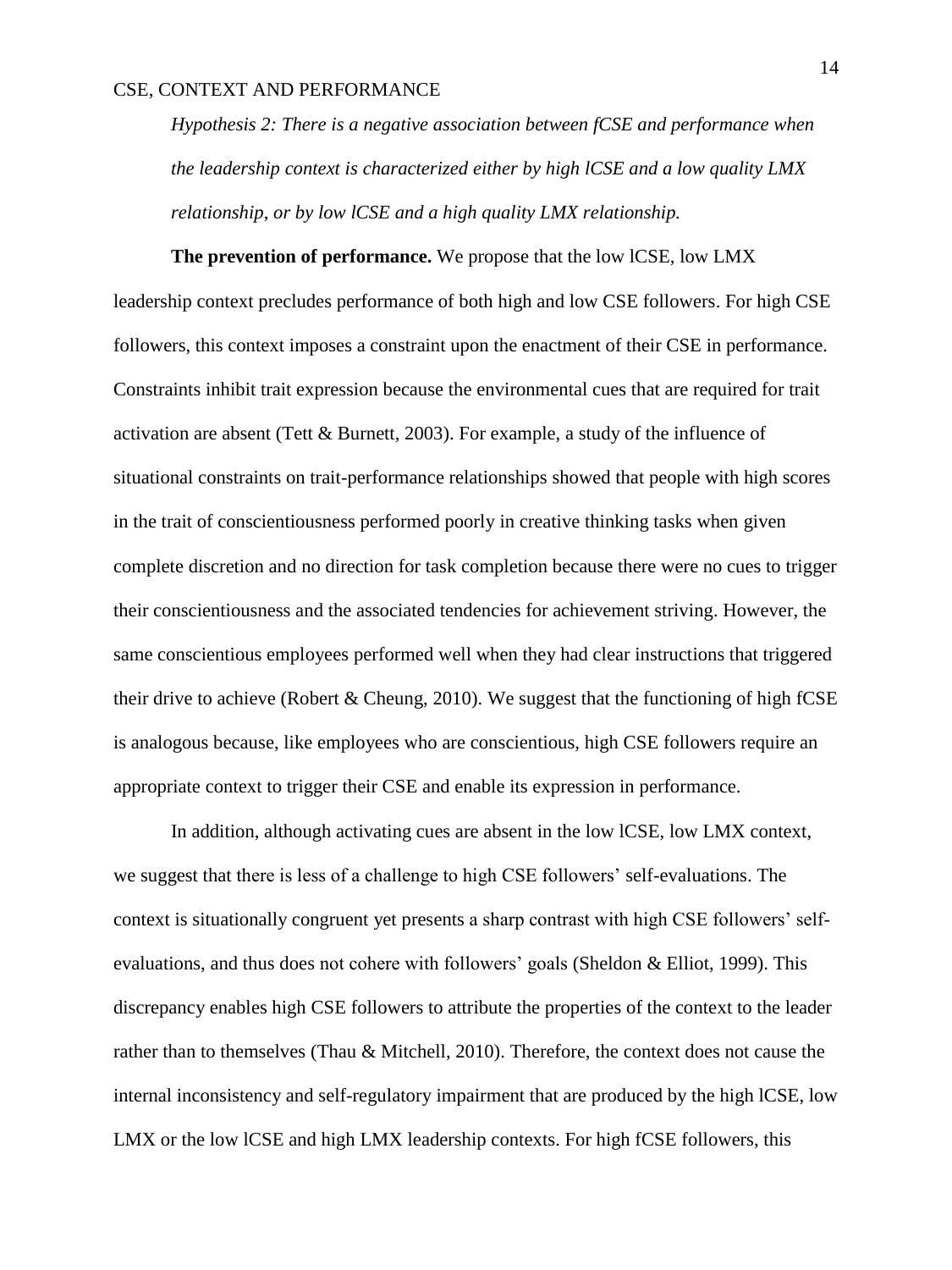*Hypothesis 2: There is a negative association between fCSE and performance when the leadership context is characterized either by high lCSE and a low quality LMX relationship, or by low lCSE and a high quality LMX relationship.*

**The prevention of performance.** We propose that the low lCSE, low LMX leadership context precludes performance of both high and low CSE followers. For high CSE followers, this context imposes a constraint upon the enactment of their CSE in performance. Constraints inhibit trait expression because the environmental cues that are required for trait activation are absent (Tett & Burnett, 2003). For example, a study of the influence of situational constraints on trait-performance relationships showed that people with high scores in the trait of conscientiousness performed poorly in creative thinking tasks when given complete discretion and no direction for task completion because there were no cues to trigger their conscientiousness and the associated tendencies for achievement striving. However, the same conscientious employees performed well when they had clear instructions that triggered their drive to achieve (Robert & Cheung, 2010). We suggest that the functioning of high fCSE is analogous because, like employees who are conscientious, high CSE followers require an appropriate context to trigger their CSE and enable its expression in performance.

In addition, although activating cues are absent in the low lCSE, low LMX context, we suggest that there is less of a challenge to high CSE followers' self-evaluations. The context is situationally congruent yet presents a sharp contrast with high CSE followers' self-evaluations, and thus does not cohere with followers' goals (Sheldon & Elliot, 1999). This discrepancy enables high CSE followers to attribute the properties of the context to the leader rather than to themselves (Thau & Mitchell, 2010). Therefore, the context does not cause the internal inconsistency and self-regulatory impairment that are produced by the high lCSE, low LMX or the low lCSE and high LMX leadership contexts. For high fCSE followers, this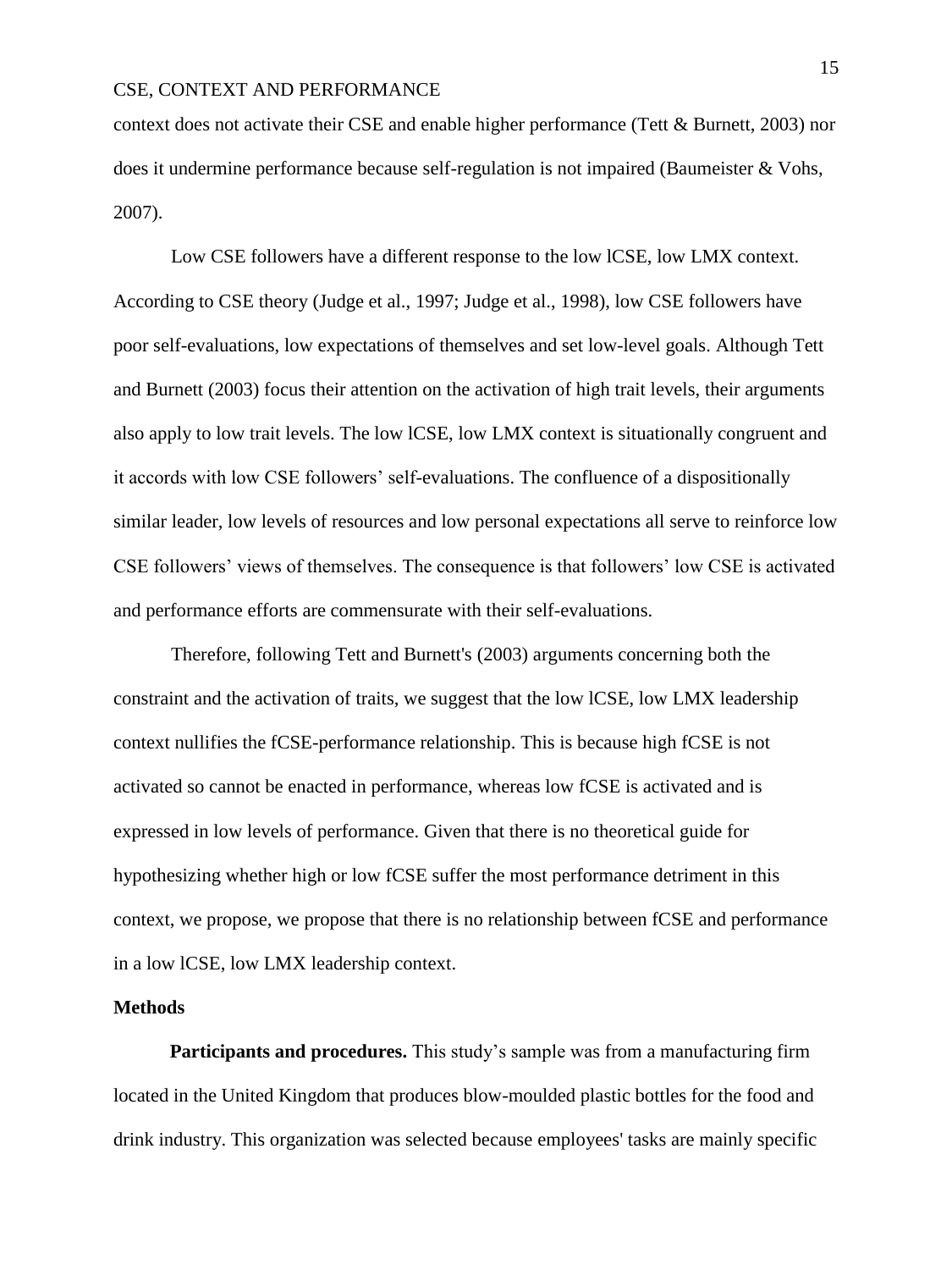context does not activate their CSE and enable higher performance (Tett & Burnett, 2003) nor does it undermine performance because self-regulation is not impaired (Baumeister & Vohs, 2007).

Low CSE followers have a different response to the low lCSE, low LMX context. According to CSE theory (Judge et al., 1997; Judge et al., 1998), low CSE followers have poor self-evaluations, low expectations of themselves and set low-level goals. Although Tett and Burnett (2003) focus their attention on the activation of high trait levels, their arguments also apply to low trait levels. The low lCSE, low LMX context is situationally congruent and it accords with low CSE followers' self-evaluations. The confluence of a dispositionally similar leader, low levels of resources and low personal expectations all serve to reinforce low CSE followers' views of themselves. The consequence is that followers' low CSE is activated and performance efforts are commensurate with their self-evaluations.

Therefore, following Tett and Burnett's (2003) arguments concerning both the constraint and the activation of traits, we suggest that the low lCSE, low LMX leadership context nullifies the fCSE-performance relationship. This is because high fCSE is not activated so cannot be enacted in performance, whereas low fCSE is activated and is expressed in low levels of performance. Given that there is no theoretical guide for hypothesizing whether high or low fCSE suffer the most performance detriment in this context, we propose, we propose that there is no relationship between fCSE and performance in a low lCSE, low LMX leadership context.

## Methods

**Participants and procedures.** This study's sample was from a manufacturing firm located in the United Kingdom that produces blow-moulded plastic bottles for the food and drink industry. This organization was selected because employees' tasks are mainly specific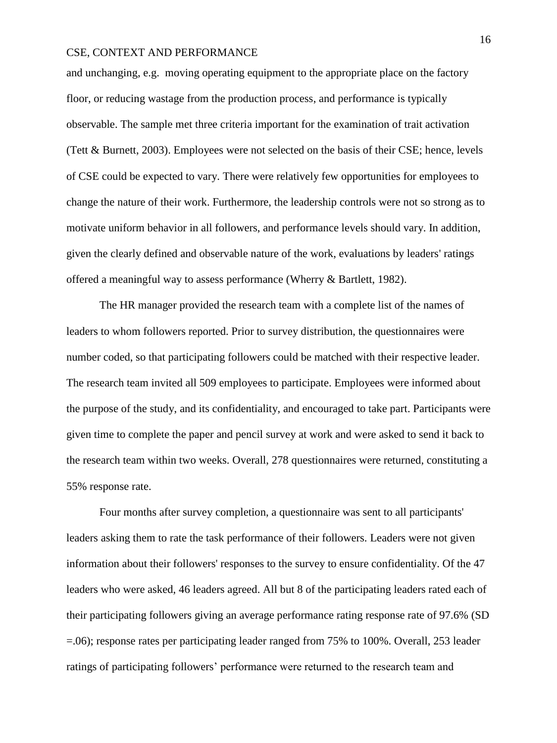and unchanging, e.g. moving operating equipment to the appropriate place on the factory floor, or reducing wastage from the production process, and performance is typically observable. The sample met three criteria important for the examination of trait activation (Tett & Burnett, 2003). Employees were not selected on the basis of their CSE; hence, levels of CSE could be expected to vary. There were relatively few opportunities for employees to change the nature of their work. Furthermore, the leadership controls were not so strong as to motivate uniform behavior in all followers, and performance levels should vary. In addition, given the clearly defined and observable nature of the work, evaluations by leaders' ratings offered a meaningful way to assess performance (Wherry & Bartlett, 1982).

The HR manager provided the research team with a complete list of the names of leaders to whom followers reported. Prior to survey distribution, the questionnaires were number coded, so that participating followers could be matched with their respective leader. The research team invited all 509 employees to participate. Employees were informed about the purpose of the study, and its confidentiality, and encouraged to take part. Participants were given time to complete the paper and pencil survey at work and were asked to send it back to the research team within two weeks. Overall, 278 questionnaires were returned, constituting a 55% response rate.

Four months after survey completion, a questionnaire was sent to all participants' leaders asking them to rate the task performance of their followers. Leaders were not given information about their followers' responses to the survey to ensure confidentiality. Of the 47 leaders who were asked, 46 leaders agreed. All but 8 of the participating leaders rated each of their participating followers giving an average performance rating response rate of 97.6% (SD =.06); response rates per participating leader ranged from 75% to 100%. Overall, 253 leader ratings of participating followers' performance were returned to the research team and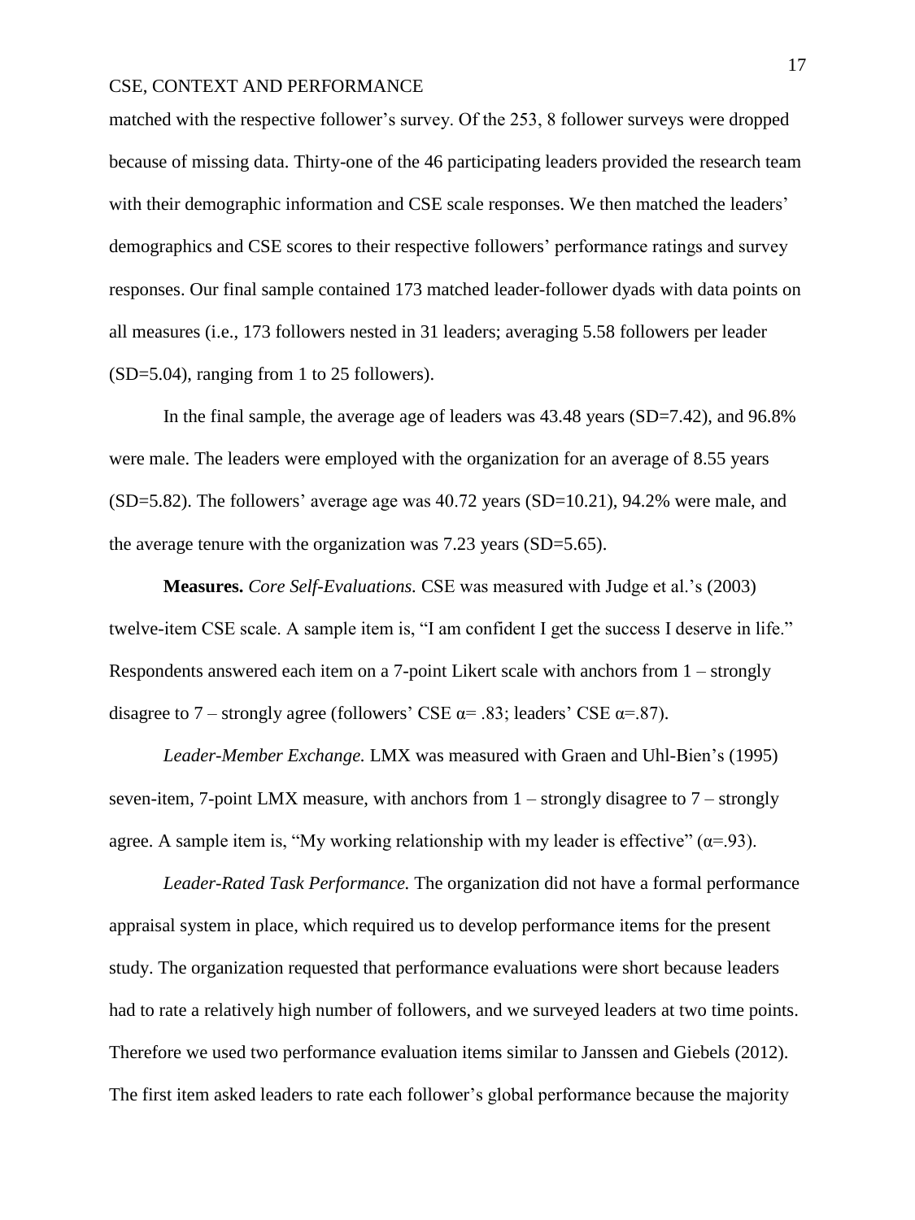matched with the respective follower's survey. Of the 253, 8 follower surveys were dropped because of missing data. Thirty-one of the 46 participating leaders provided the research team with their demographic information and CSE scale responses. We then matched the leaders' demographics and CSE scores to their respective followers' performance ratings and survey responses. Our final sample contained 173 matched leader-follower dyads with data points on all measures (i.e., 173 followers nested in 31 leaders; averaging 5.58 followers per leader (SD=5.04), ranging from 1 to 25 followers).

In the final sample, the average age of leaders was 43.48 years (SD=7.42), and 96.8% were male. The leaders were employed with the organization for an average of 8.55 years (SD=5.82). The followers' average age was 40.72 years (SD=10.21), 94.2% were male, and the average tenure with the organization was 7.23 years (SD=5.65).

**Measures.** *Core Self-Evaluations.* CSE was measured with Judge et al.'s (2003) twelve-item CSE scale. A sample item is, "I am confident I get the success I deserve in life." Respondents answered each item on a 7-point Likert scale with anchors from 1 – strongly disagree to 7 – strongly agree (followers' CSE $\alpha = .83$; leaders' CSE $\alpha = .87$).

*Leader-Member Exchange.* LMX was measured with Graen and Uhl-Bien's (1995) seven-item, 7-point LMX measure, with anchors from 1 – strongly disagree to 7 – strongly agree. A sample item is, "My working relationship with my leader is effective" ($\alpha = .93$).

*Leader-Rated Task Performance.* The organization did not have a formal performance appraisal system in place, which required us to develop performance items for the present study. The organization requested that performance evaluations were short because leaders had to rate a relatively high number of followers, and we surveyed leaders at two time points. Therefore we used two performance evaluation items similar to Janssen and Giebels (2012). The first item asked leaders to rate each follower's global performance because the majority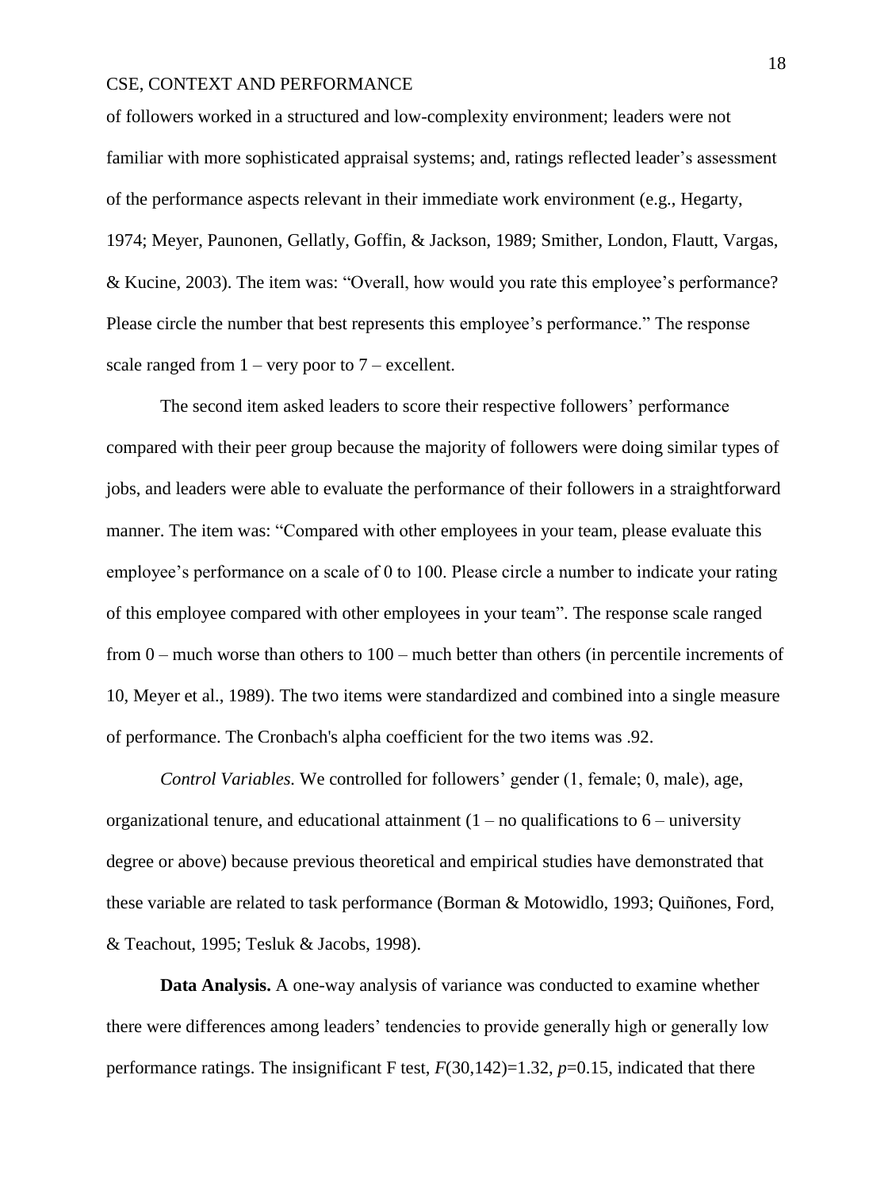of followers worked in a structured and low-complexity environment; leaders were not familiar with more sophisticated appraisal systems; and, ratings reflected leader's assessment of the performance aspects relevant in their immediate work environment (e.g., Hegarty, 1974; Meyer, Paunonen, Gellatly, Goffin, & Jackson, 1989; Smither, London, Flautt, Vargas, & Kucine, 2003). The item was: "Overall, how would you rate this employee's performance? Please circle the number that best represents this employee's performance." The response scale ranged from 1 – very poor to 7 – excellent.

The second item asked leaders to score their respective followers' performance compared with their peer group because the majority of followers were doing similar types of jobs, and leaders were able to evaluate the performance of their followers in a straightforward manner. The item was: "Compared with other employees in your team, please evaluate this employee's performance on a scale of 0 to 100. Please circle a number to indicate your rating of this employee compared with other employees in your team". The response scale ranged from 0 – much worse than others to 100 – much better than others (in percentile increments of 10, Meyer et al., 1989). The two items were standardized and combined into a single measure of performance. The Cronbach's alpha coefficient for the two items was .92.

*Control Variables.* We controlled for followers' gender (1, female; 0, male), age, organizational tenure, and educational attainment (1 – no qualifications to 6 – university degree or above) because previous theoretical and empirical studies have demonstrated that these variable are related to task performance (Borman & Motowidlo, 1993; Quiñones, Ford, & Teachout, 1995; Tesluk & Jacobs, 1998).

**Data Analysis.** A one-way analysis of variance was conducted to examine whether there were differences among leaders' tendencies to provide generally high or generally low performance ratings. The insignificant F test, $F(30,142)=1.32$, $p=0.15$, indicated that there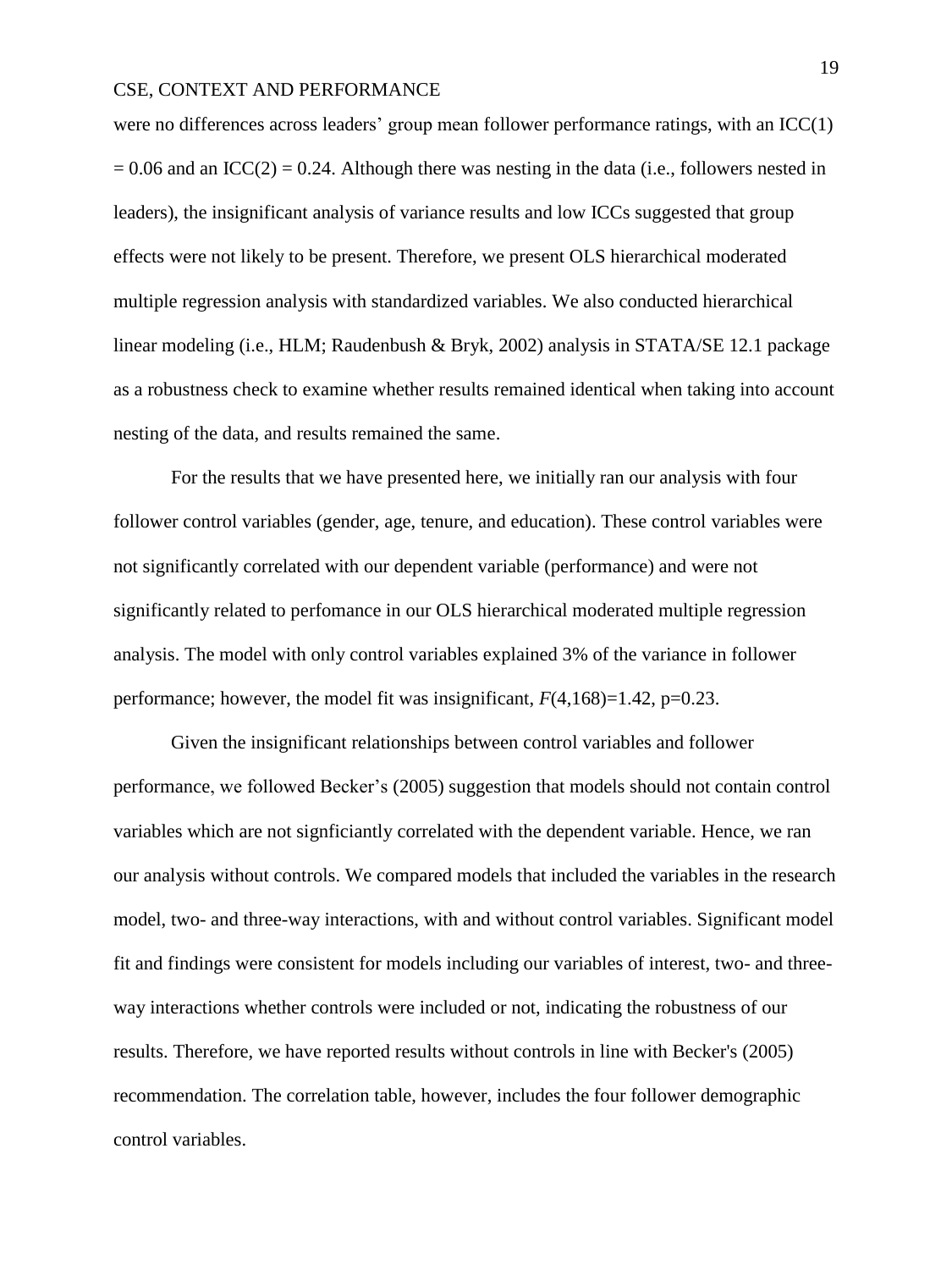were no differences across leaders' group mean follower performance ratings, with an ICC(1) = 0.06 and an ICC(2) = 0.24. Although there was nesting in the data (i.e., followers nested in leaders), the insignificant analysis of variance results and low ICCs suggested that group effects were not likely to be present. Therefore, we present OLS hierarchical moderated multiple regression analysis with standardized variables. We also conducted hierarchical linear modeling (i.e., HLM; Raudenbush & Bryk, 2002) analysis in STATA/SE 12.1 package as a robustness check to examine whether results remained identical when taking into account nesting of the data, and results remained the same.

For the results that we have presented here, we initially ran our analysis with four follower control variables (gender, age, tenure, and education). These control variables were not significantly correlated with our dependent variable (performance) and were not significantly related to perfomance in our OLS hierarchical moderated multiple regression analysis. The model with only control variables explained 3% of the variance in follower performance; however, the model fit was insignificant, $F(4,168)=1.42$, $p=0.23$.

Given the insignificant relationships between control variables and follower performance, we followed Becker's (2005) suggestion that models should not contain control variables which are not signficiantly correlated with the dependent variable. Hence, we ran our analysis without controls. We compared models that included the variables in the research model, two- and three-way interactions, with and without control variables. Significant model fit and findings were consistent for models including our variables of interest, two- and three-way interactions whether controls were included or not, indicating the robustness of our results. Therefore, we have reported results without controls in line with Becker's (2005) recommendation. The correlation table, however, includes the four follower demographic control variables.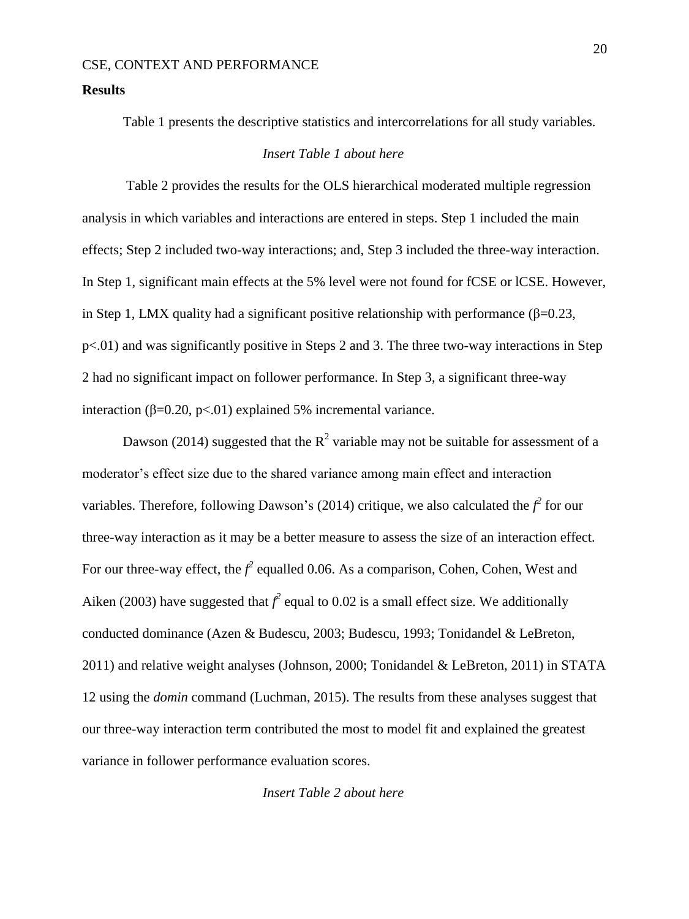**Results**

Table 1 presents the descriptive statistics and intercorrelations for all study variables.

*Insert Table 1 about here*

Table 2 provides the results for the OLS hierarchical moderated multiple regression analysis in which variables and interactions are entered in steps. Step 1 included the main effects; Step 2 included two-way interactions; and, Step 3 included the three-way interaction. In Step 1, significant main effects at the 5% level were not found for fCSE or lCSE. However, in Step 1, LMX quality had a significant positive relationship with performance ($\beta$=0.23, $p<.01$) and was significantly positive in Steps 2 and 3. The three two-way interactions in Step 2 had no significant impact on follower performance. In Step 3, a significant three-way interaction ($\beta$=0.20, $p<.01$) explained 5% incremental variance.

Dawson (2014) suggested that the $R^2$ variable may not be suitable for assessment of a moderator's effect size due to the shared variance among main effect and interaction variables. Therefore, following Dawson's (2014) critique, we also calculated the $f^2$ for our three-way interaction as it may be a better measure to assess the size of an interaction effect. For our three-way effect, the $f^2$ equalled 0.06. As a comparison, Cohen, Cohen, West and Aiken (2003) have suggested that $f^2$ equal to 0.02 is a small effect size. We additionally conducted dominance (Azen & Budescu, 2003; Budescu, 1993; Tonidandel & LeBreton, 2011) and relative weight analyses (Johnson, 2000; Tonidandel & LeBreton, 2011) in STATA 12 using the *domin* command (Luchman, 2015). The results from these analyses suggest that our three-way interaction term contributed the most to model fit and explained the greatest variance in follower performance evaluation scores.

*Insert Table 2 about here*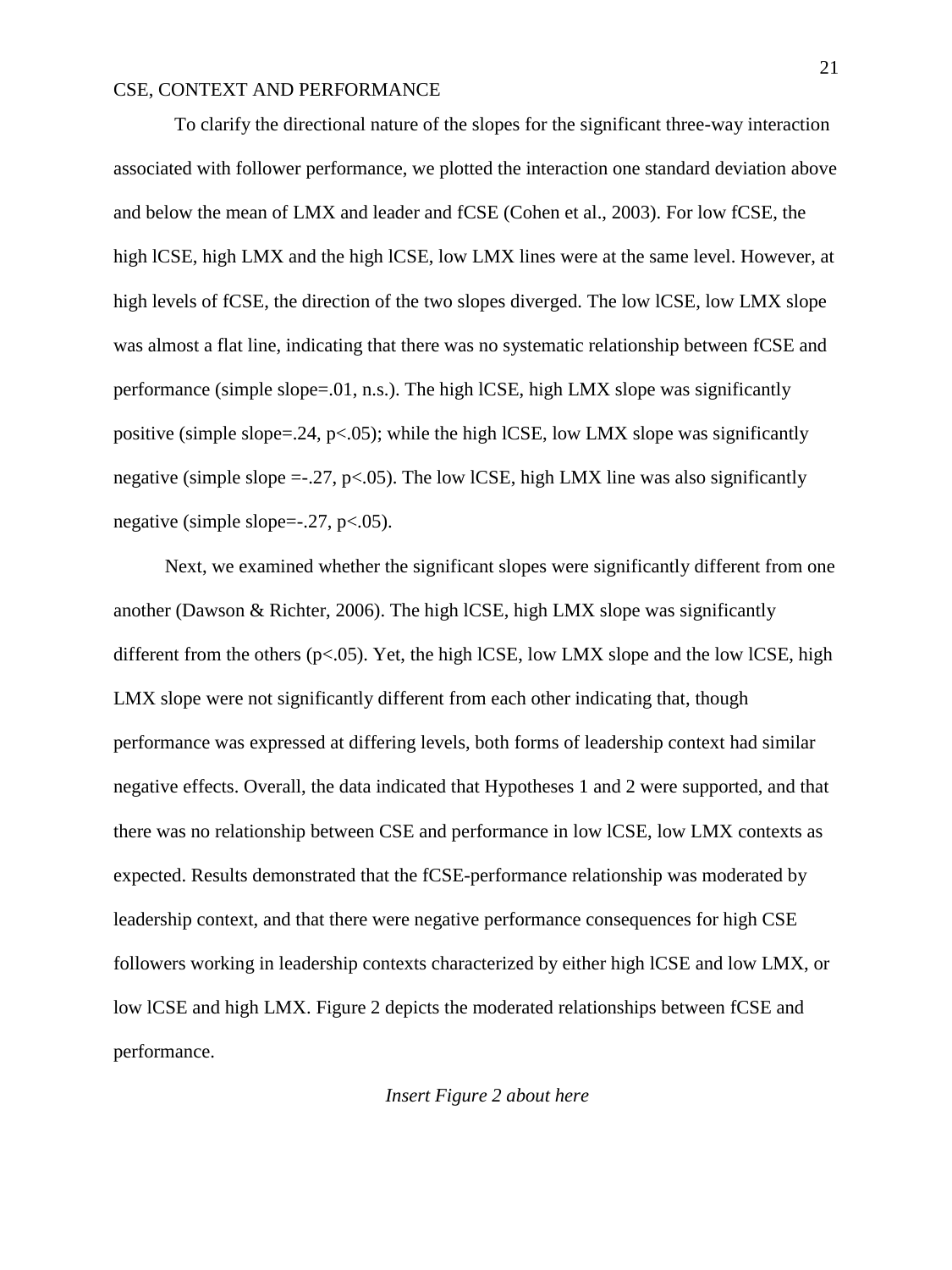To clarify the directional nature of the slopes for the significant three-way interaction associated with follower performance, we plotted the interaction one standard deviation above and below the mean of LMX and leader and fCSE (Cohen et al., 2003). For low fCSE, the high lCSE, high LMX and the high lCSE, low LMX lines were at the same level. However, at high levels of fCSE, the direction of the two slopes diverged. The low lCSE, low LMX slope was almost a flat line, indicating that there was no systematic relationship between fCSE and performance (simple slope=.01, n.s.). The high lCSE, high LMX slope was significantly positive (simple slope=.24, $p<.05$); while the high lCSE, low LMX slope was significantly negative (simple slope =-.27, $p<.05$). The low lCSE, high LMX line was also significantly negative (simple slope=-.27, $p<.05$).

Next, we examined whether the significant slopes were significantly different from one another (Dawson & Richter, 2006). The high lCSE, high LMX slope was significantly different from the others ($p<.05$). Yet, the high lCSE, low LMX slope and the low lCSE, high LMX slope were not significantly different from each other indicating that, though performance was expressed at differing levels, both forms of leadership context had similar negative effects. Overall, the data indicated that Hypotheses 1 and 2 were supported, and that there was no relationship between CSE and performance in low lCSE, low LMX contexts as expected. Results demonstrated that the fCSE-performance relationship was moderated by leadership context, and that there were negative performance consequences for high CSE followers working in leadership contexts characterized by either high lCSE and low LMX, or low lCSE and high LMX. Figure 2 depicts the moderated relationships between fCSE and performance.

*Insert Figure 2 about here*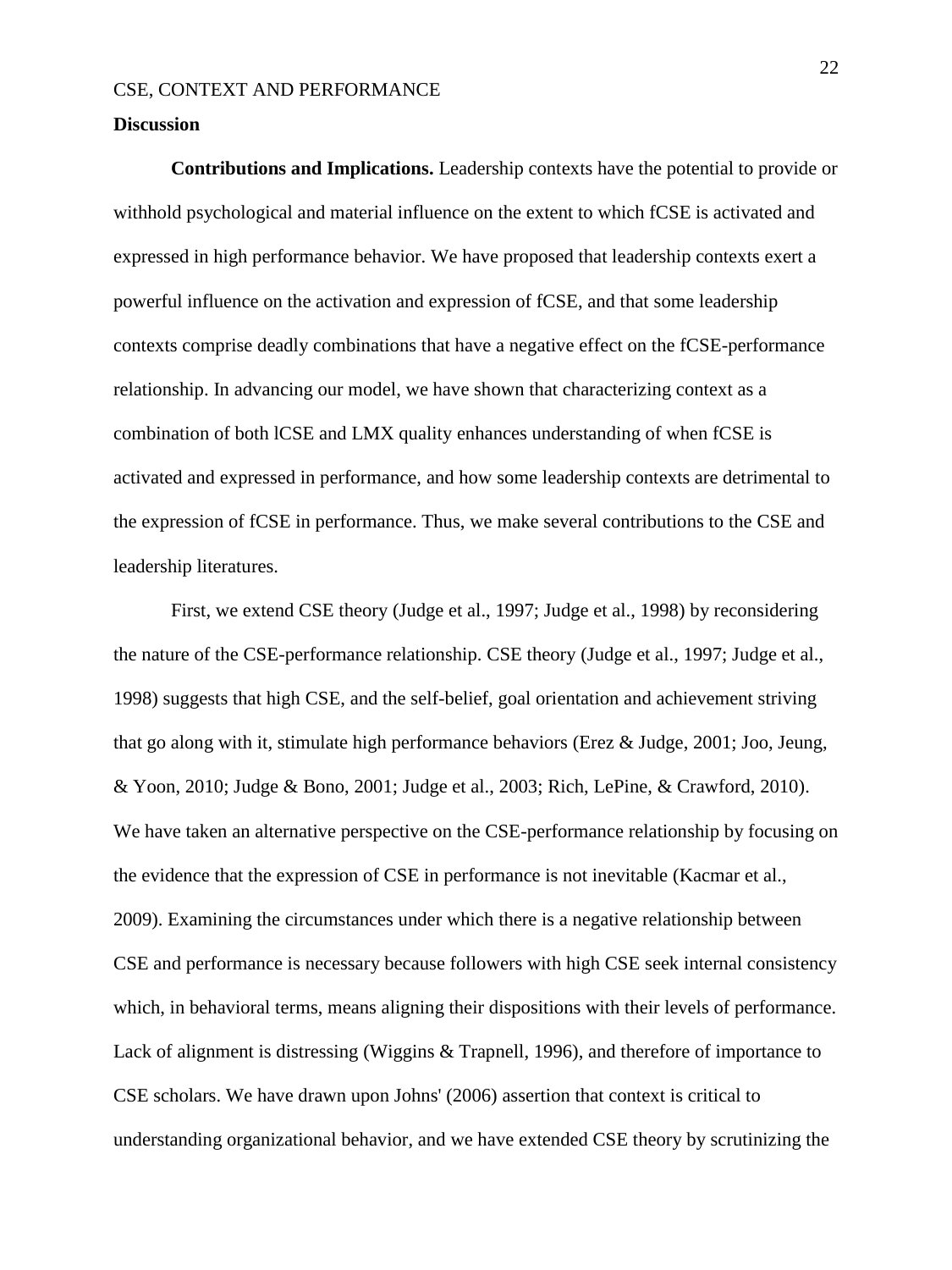## Discussion

**Contributions and Implications.** Leadership contexts have the potential to provide or withhold psychological and material influence on the extent to which fCSE is activated and expressed in high performance behavior. We have proposed that leadership contexts exert a powerful influence on the activation and expression of fCSE, and that some leadership contexts comprise deadly combinations that have a negative effect on the fCSE-performance relationship. In advancing our model, we have shown that characterizing context as a combination of both lCSE and LMX quality enhances understanding of when fCSE is activated and expressed in performance, and how some leadership contexts are detrimental to the expression of fCSE in performance. Thus, we make several contributions to the CSE and leadership literatures.

First, we extend CSE theory (Judge et al., 1997; Judge et al., 1998) by reconsidering the nature of the CSE-performance relationship. CSE theory (Judge et al., 1997; Judge et al., 1998) suggests that high CSE, and the self-belief, goal orientation and achievement striving that go along with it, stimulate high performance behaviors (Erez & Judge, 2001; Joo, Jeung, & Yoon, 2010; Judge & Bono, 2001; Judge et al., 2003; Rich, LePine, & Crawford, 2010). We have taken an alternative perspective on the CSE-performance relationship by focusing on the evidence that the expression of CSE in performance is not inevitable (Kacmar et al., 2009). Examining the circumstances under which there is a negative relationship between CSE and performance is necessary because followers with high CSE seek internal consistency which, in behavioral terms, means aligning their dispositions with their levels of performance. Lack of alignment is distressing (Wiggins & Trapnell, 1996), and therefore of importance to CSE scholars. We have drawn upon Johns' (2006) assertion that context is critical to understanding organizational behavior, and we have extended CSE theory by scrutinizing the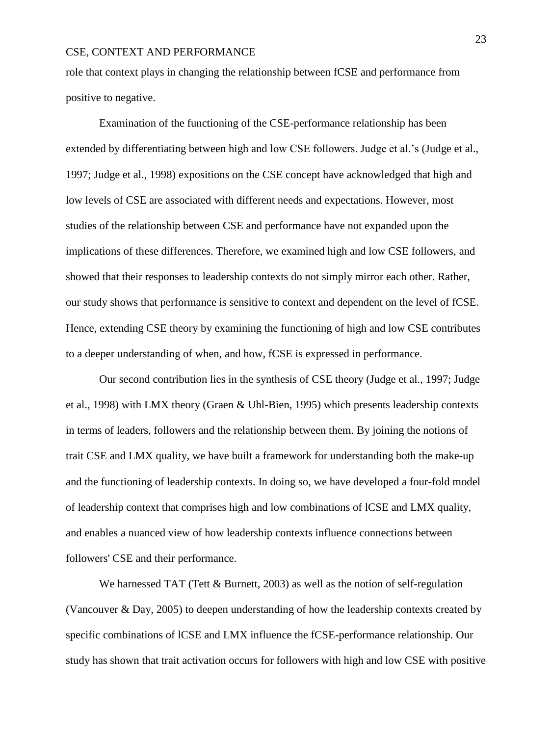role that context plays in changing the relationship between fCSE and performance from positive to negative.

Examination of the functioning of the CSE-performance relationship has been extended by differentiating between high and low CSE followers. Judge et al.'s (Judge et al., 1997; Judge et al., 1998) expositions on the CSE concept have acknowledged that high and low levels of CSE are associated with different needs and expectations. However, most studies of the relationship between CSE and performance have not expanded upon the implications of these differences. Therefore, we examined high and low CSE followers, and showed that their responses to leadership contexts do not simply mirror each other. Rather, our study shows that performance is sensitive to context and dependent on the level of fCSE. Hence, extending CSE theory by examining the functioning of high and low CSE contributes to a deeper understanding of when, and how, fCSE is expressed in performance.

Our second contribution lies in the synthesis of CSE theory (Judge et al., 1997; Judge et al., 1998) with LMX theory (Graen & Uhl-Bien, 1995) which presents leadership contexts in terms of leaders, followers and the relationship between them. By joining the notions of trait CSE and LMX quality, we have built a framework for understanding both the make-up and the functioning of leadership contexts. In doing so, we have developed a four-fold model of leadership context that comprises high and low combinations of lCSE and LMX quality, and enables a nuanced view of how leadership contexts influence connections between followers' CSE and their performance.

We harnessed TAT (Tett & Burnett, 2003) as well as the notion of self-regulation (Vancouver & Day, 2005) to deepen understanding of how the leadership contexts created by specific combinations of lCSE and LMX influence the fCSE-performance relationship. Our study has shown that trait activation occurs for followers with high and low CSE with positive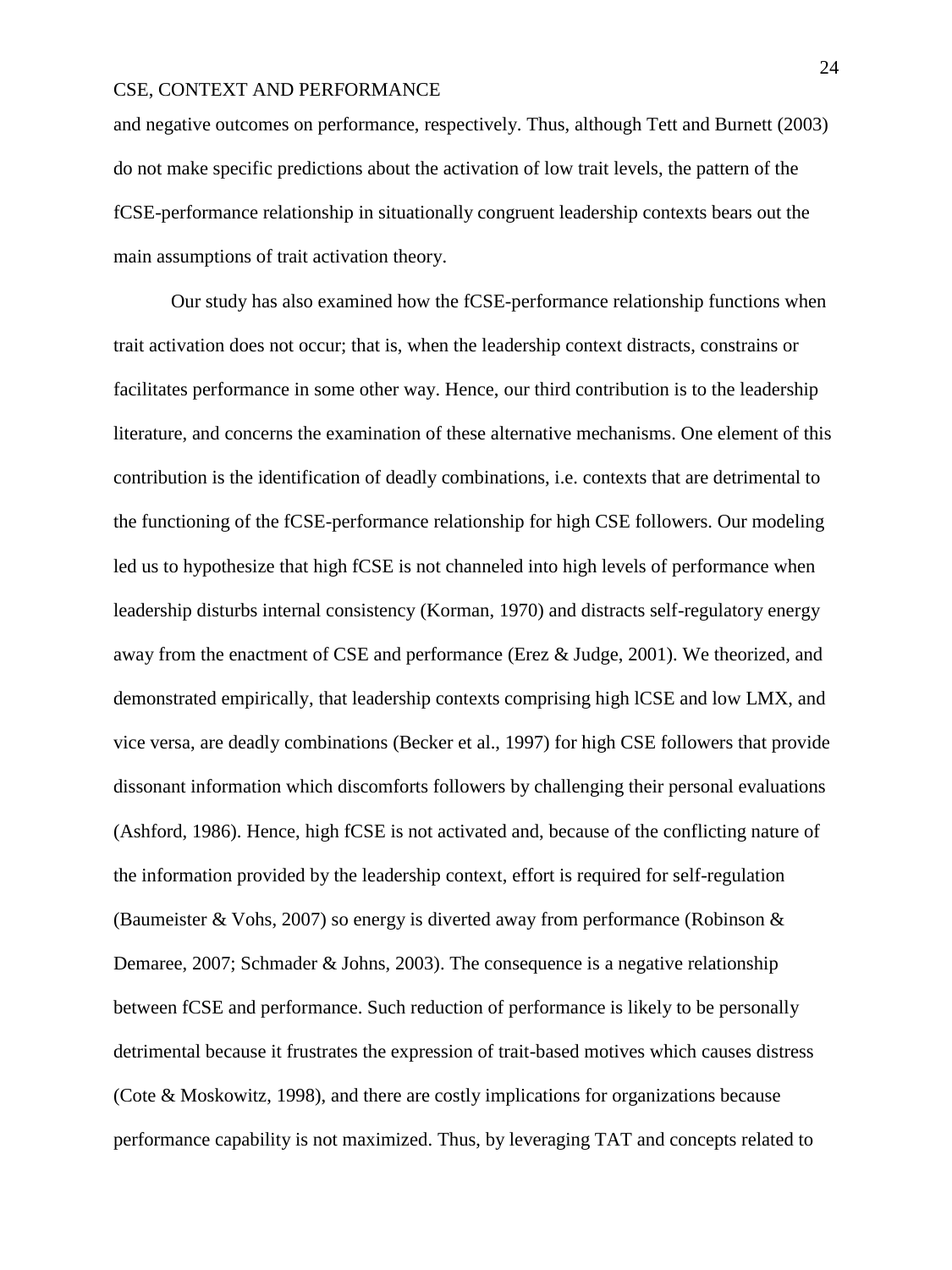and negative outcomes on performance, respectively. Thus, although Tett and Burnett (2003) do not make specific predictions about the activation of low trait levels, the pattern of the fCSE-performance relationship in situationally congruent leadership contexts bears out the main assumptions of trait activation theory.

Our study has also examined how the fCSE-performance relationship functions when trait activation does not occur; that is, when the leadership context distracts, constrains or facilitates performance in some other way. Hence, our third contribution is to the leadership literature, and concerns the examination of these alternative mechanisms. One element of this contribution is the identification of deadly combinations, i.e. contexts that are detrimental to the functioning of the fCSE-performance relationship for high CSE followers. Our modeling led us to hypothesize that high fCSE is not channeled into high levels of performance when leadership disturbs internal consistency (Korman, 1970) and distracts self-regulatory energy away from the enactment of CSE and performance (Erez & Judge, 2001). We theorized, and demonstrated empirically, that leadership contexts comprising high lCSE and low LMX, and vice versa, are deadly combinations (Becker et al., 1997) for high CSE followers that provide dissonant information which discomforts followers by challenging their personal evaluations (Ashford, 1986). Hence, high fCSE is not activated and, because of the conflicting nature of the information provided by the leadership context, effort is required for self-regulation (Baumeister & Vohs, 2007) so energy is diverted away from performance (Robinson & Demaree, 2007; Schmader & Johns, 2003). The consequence is a negative relationship between fCSE and performance. Such reduction of performance is likely to be personally detrimental because it frustrates the expression of trait-based motives which causes distress (Cote & Moskowitz, 1998), and there are costly implications for organizations because performance capability is not maximized. Thus, by leveraging TAT and concepts related to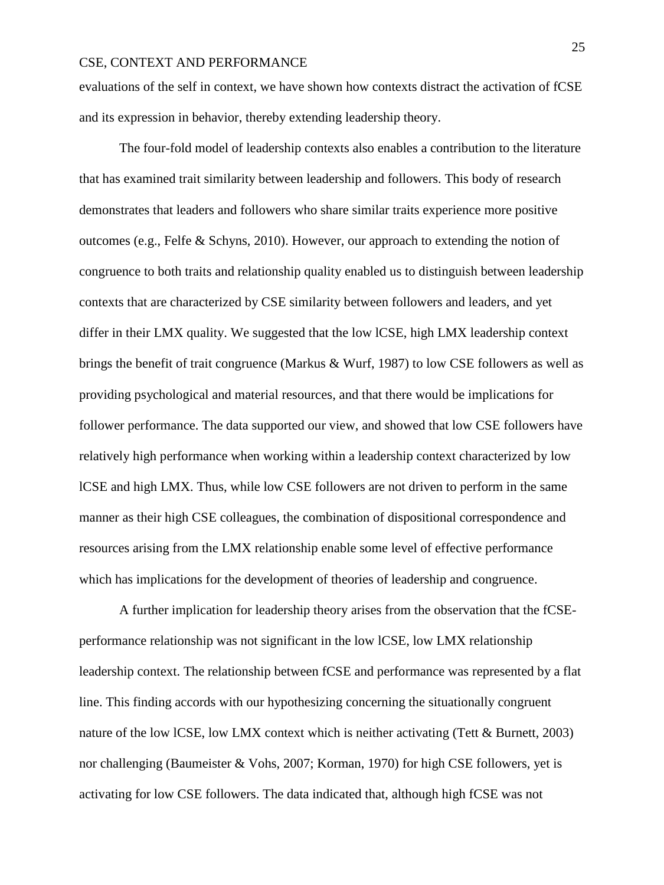evaluations of the self in context, we have shown how contexts distract the activation of fCSE and its expression in behavior, thereby extending leadership theory.

The four-fold model of leadership contexts also enables a contribution to the literature that has examined trait similarity between leadership and followers. This body of research demonstrates that leaders and followers who share similar traits experience more positive outcomes (e.g., Felfe & Schyns, 2010). However, our approach to extending the notion of congruence to both traits and relationship quality enabled us to distinguish between leadership contexts that are characterized by CSE similarity between followers and leaders, and yet differ in their LMX quality. We suggested that the low lCSE, high LMX leadership context brings the benefit of trait congruence (Markus & Wurf, 1987) to low CSE followers as well as providing psychological and material resources, and that there would be implications for follower performance. The data supported our view, and showed that low CSE followers have relatively high performance when working within a leadership context characterized by low lCSE and high LMX. Thus, while low CSE followers are not driven to perform in the same manner as their high CSE colleagues, the combination of dispositional correspondence and resources arising from the LMX relationship enable some level of effective performance which has implications for the development of theories of leadership and congruence.

A further implication for leadership theory arises from the observation that the fCSE-performance relationship was not significant in the low lCSE, low LMX relationship leadership context. The relationship between fCSE and performance was represented by a flat line. This finding accords with our hypothesizing concerning the situationally congruent nature of the low lCSE, low LMX context which is neither activating (Tett & Burnett, 2003) nor challenging (Baumeister & Vohs, 2007; Korman, 1970) for high CSE followers, yet is activating for low CSE followers. The data indicated that, although high fCSE was not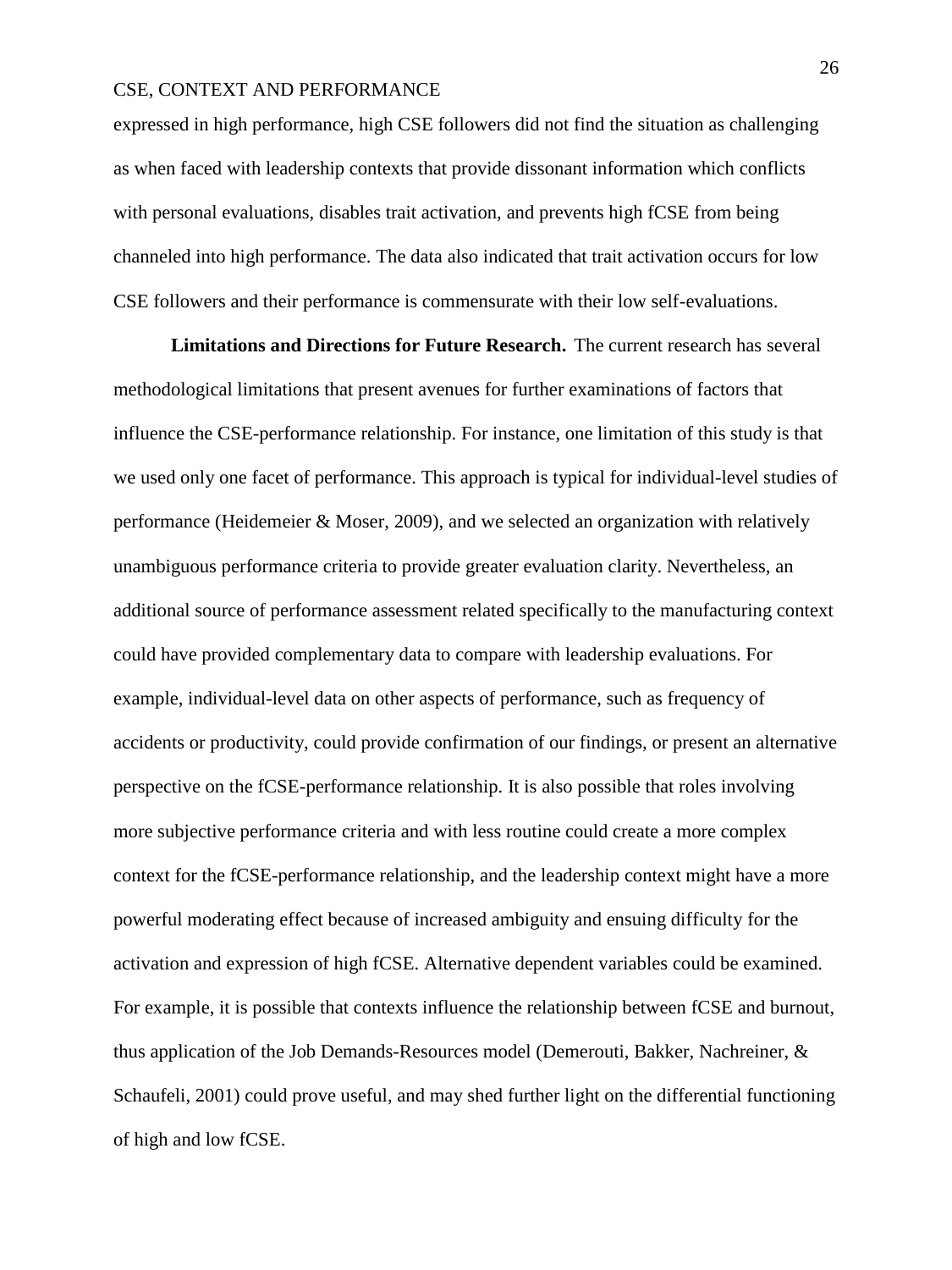expressed in high performance, high CSE followers did not find the situation as challenging as when faced with leadership contexts that provide dissonant information which conflicts with personal evaluations, disables trait activation, and prevents high fCSE from being channeled into high performance. The data also indicated that trait activation occurs for low CSE followers and their performance is commensurate with their low self-evaluations.

**Limitations and Directions for Future Research.** The current research has several methodological limitations that present avenues for further examinations of factors that influence the CSE-performance relationship. For instance, one limitation of this study is that we used only one facet of performance. This approach is typical for individual-level studies of performance (Heidemeier & Moser, 2009), and we selected an organization with relatively unambiguous performance criteria to provide greater evaluation clarity. Nevertheless, an additional source of performance assessment related specifically to the manufacturing context could have provided complementary data to compare with leadership evaluations. For example, individual-level data on other aspects of performance, such as frequency of accidents or productivity, could provide confirmation of our findings, or present an alternative perspective on the fCSE-performance relationship. It is also possible that roles involving more subjective performance criteria and with less routine could create a more complex context for the fCSE-performance relationship, and the leadership context might have a more powerful moderating effect because of increased ambiguity and ensuing difficulty for the activation and expression of high fCSE. Alternative dependent variables could be examined. For example, it is possible that contexts influence the relationship between fCSE and burnout, thus application of the Job Demands-Resources model (Demerouti, Bakker, Nachreiner, & Schaufeli, 2001) could prove useful, and may shed further light on the differential functioning of high and low fCSE.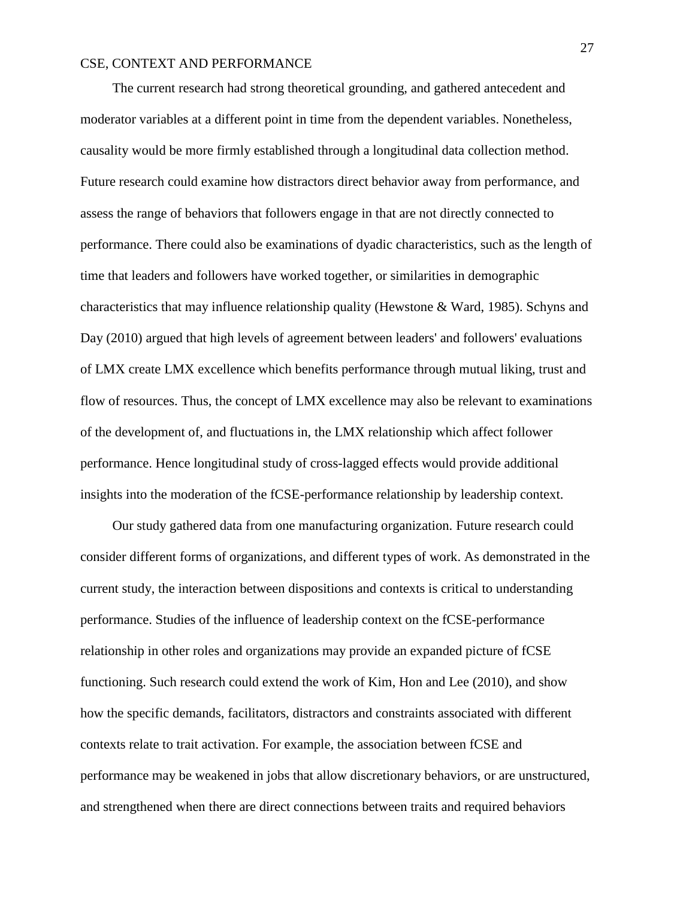The current research had strong theoretical grounding, and gathered antecedent and moderator variables at a different point in time from the dependent variables. Nonetheless, causality would be more firmly established through a longitudinal data collection method. Future research could examine how distractors direct behavior away from performance, and assess the range of behaviors that followers engage in that are not directly connected to performance. There could also be examinations of dyadic characteristics, such as the length of time that leaders and followers have worked together, or similarities in demographic characteristics that may influence relationship quality (Hewstone & Ward, 1985). Schyns and Day (2010) argued that high levels of agreement between leaders' and followers' evaluations of LMX create LMX excellence which benefits performance through mutual liking, trust and flow of resources. Thus, the concept of LMX excellence may also be relevant to examinations of the development of, and fluctuations in, the LMX relationship which affect follower performance. Hence longitudinal study of cross-lagged effects would provide additional insights into the moderation of the fCSE-performance relationship by leadership context.

Our study gathered data from one manufacturing organization. Future research could consider different forms of organizations, and different types of work. As demonstrated in the current study, the interaction between dispositions and contexts is critical to understanding performance. Studies of the influence of leadership context on the fCSE-performance relationship in other roles and organizations may provide an expanded picture of fCSE functioning. Such research could extend the work of Kim, Hon and Lee (2010), and show how the specific demands, facilitators, distractors and constraints associated with different contexts relate to trait activation. For example, the association between fCSE and performance may be weakened in jobs that allow discretionary behaviors, or are unstructured, and strengthened when there are direct connections between traits and required behaviors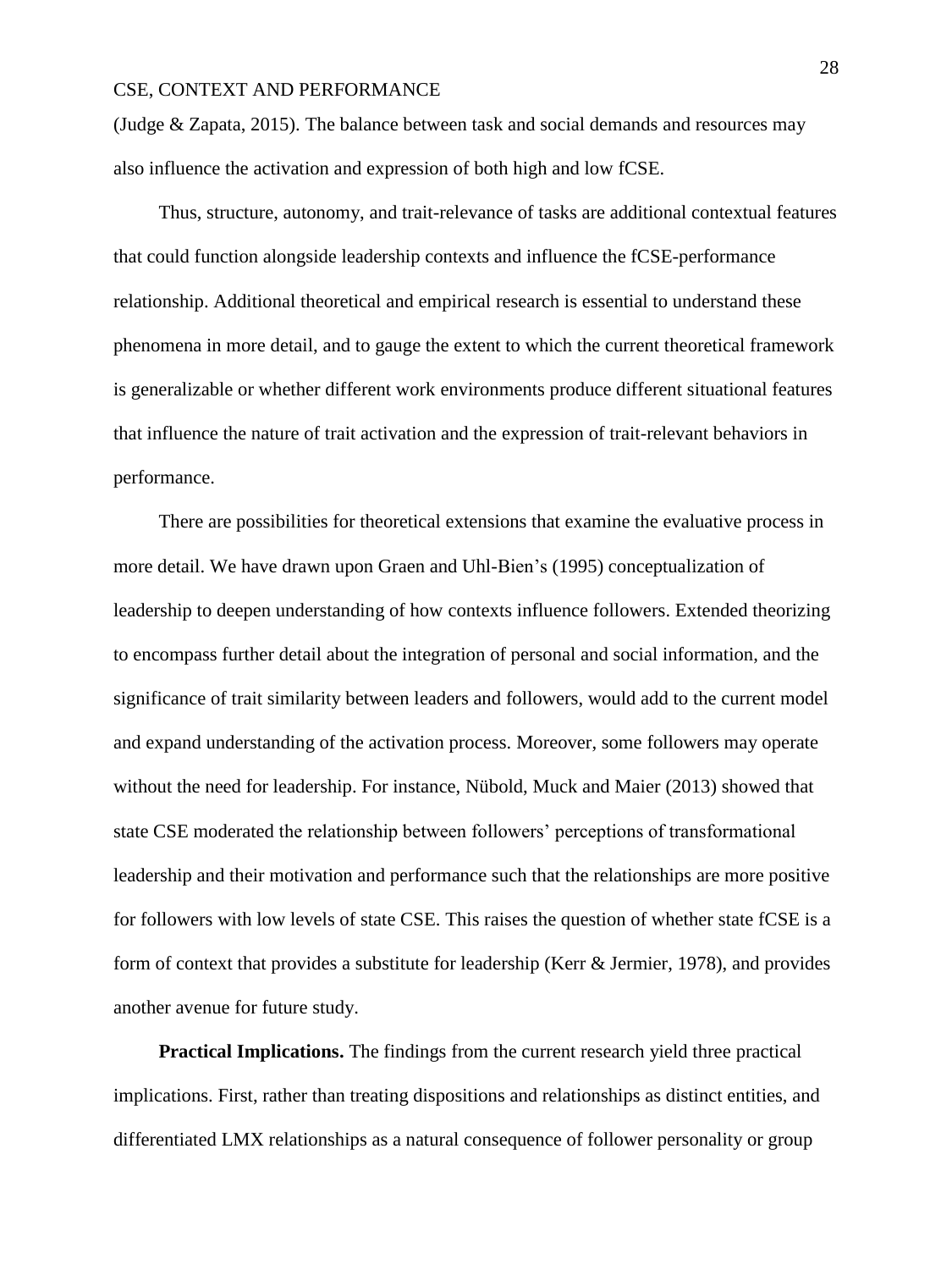(Judge & Zapata, 2015). The balance between task and social demands and resources may also influence the activation and expression of both high and low fCSE.

Thus, structure, autonomy, and trait-relevance of tasks are additional contextual features that could function alongside leadership contexts and influence the fCSE-performance relationship. Additional theoretical and empirical research is essential to understand these phenomena in more detail, and to gauge the extent to which the current theoretical framework is generalizable or whether different work environments produce different situational features that influence the nature of trait activation and the expression of trait-relevant behaviors in performance.

There are possibilities for theoretical extensions that examine the evaluative process in more detail. We have drawn upon Graen and Uhl-Bien's (1995) conceptualization of leadership to deepen understanding of how contexts influence followers. Extended theorizing to encompass further detail about the integration of personal and social information, and the significance of trait similarity between leaders and followers, would add to the current model and expand understanding of the activation process. Moreover, some followers may operate without the need for leadership. For instance, Nübold, Muck and Maier (2013) showed that state CSE moderated the relationship between followers' perceptions of transformational leadership and their motivation and performance such that the relationships are more positive for followers with low levels of state CSE. This raises the question of whether state fCSE is a form of context that provides a substitute for leadership (Kerr & Jermier, 1978), and provides another avenue for future study.

**Practical Implications.** The findings from the current research yield three practical implications. First, rather than treating dispositions and relationships as distinct entities, and differentiated LMX relationships as a natural consequence of follower personality or group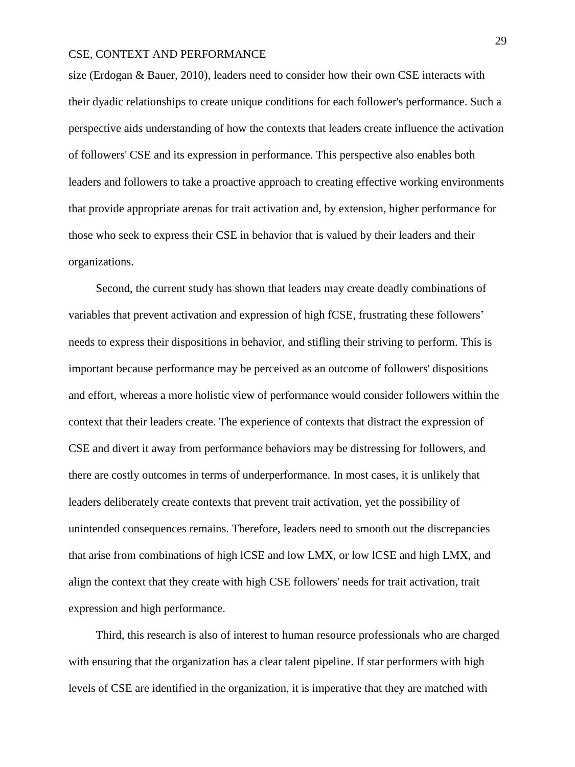size (Erdogan & Bauer, 2010), leaders need to consider how their own CSE interacts with their dyadic relationships to create unique conditions for each follower's performance. Such a perspective aids understanding of how the contexts that leaders create influence the activation of followers' CSE and its expression in performance. This perspective also enables both leaders and followers to take a proactive approach to creating effective working environments that provide appropriate arenas for trait activation and, by extension, higher performance for those who seek to express their CSE in behavior that is valued by their leaders and their organizations.

Second, the current study has shown that leaders may create deadly combinations of variables that prevent activation and expression of high fCSE, frustrating these followers' needs to express their dispositions in behavior, and stifling their striving to perform. This is important because performance may be perceived as an outcome of followers' dispositions and effort, whereas a more holistic view of performance would consider followers within the context that their leaders create. The experience of contexts that distract the expression of CSE and divert it away from performance behaviors may be distressing for followers, and there are costly outcomes in terms of underperformance. In most cases, it is unlikely that leaders deliberately create contexts that prevent trait activation, yet the possibility of unintended consequences remains. Therefore, leaders need to smooth out the discrepancies that arise from combinations of high lCSE and low LMX, or low lCSE and high LMX, and align the context that they create with high CSE followers' needs for trait activation, trait expression and high performance.

Third, this research is also of interest to human resource professionals who are charged with ensuring that the organization has a clear talent pipeline. If star performers with high levels of CSE are identified in the organization, it is imperative that they are matched with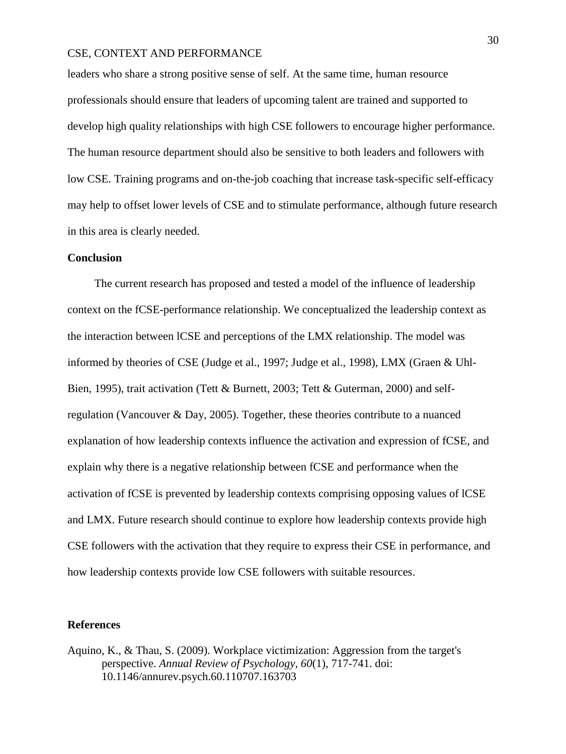leaders who share a strong positive sense of self. At the same time, human resource professionals should ensure that leaders of upcoming talent are trained and supported to develop high quality relationships with high CSE followers to encourage higher performance. The human resource department should also be sensitive to both leaders and followers with low CSE. Training programs and on-the-job coaching that increase task-specific self-efficacy may help to offset lower levels of CSE and to stimulate performance, although future research in this area is clearly needed.

## Conclusion

The current research has proposed and tested a model of the influence of leadership context on the fCSE-performance relationship. We conceptualized the leadership context as the interaction between lCSE and perceptions of the LMX relationship. The model was informed by theories of CSE (Judge et al., 1997; Judge et al., 1998), LMX (Graen & Uhl-Bien, 1995), trait activation (Tett & Burnett, 2003; Tett & Guterman, 2000) and self-regulation (Vancouver & Day, 2005). Together, these theories contribute to a nuanced explanation of how leadership contexts influence the activation and expression of fCSE, and explain why there is a negative relationship between fCSE and performance when the activation of fCSE is prevented by leadership contexts comprising opposing values of lCSE and LMX. Future research should continue to explore how leadership contexts provide high CSE followers with the activation that they require to express their CSE in performance, and how leadership contexts provide low CSE followers with suitable resources.

## References

Aquino, K., & Thau, S. (2009). Workplace victimization: Aggression from the target's perspective. *Annual Review of Psychology, 60*(1), 717-741. doi: 10.1146/annurev.psych.60.110707.163703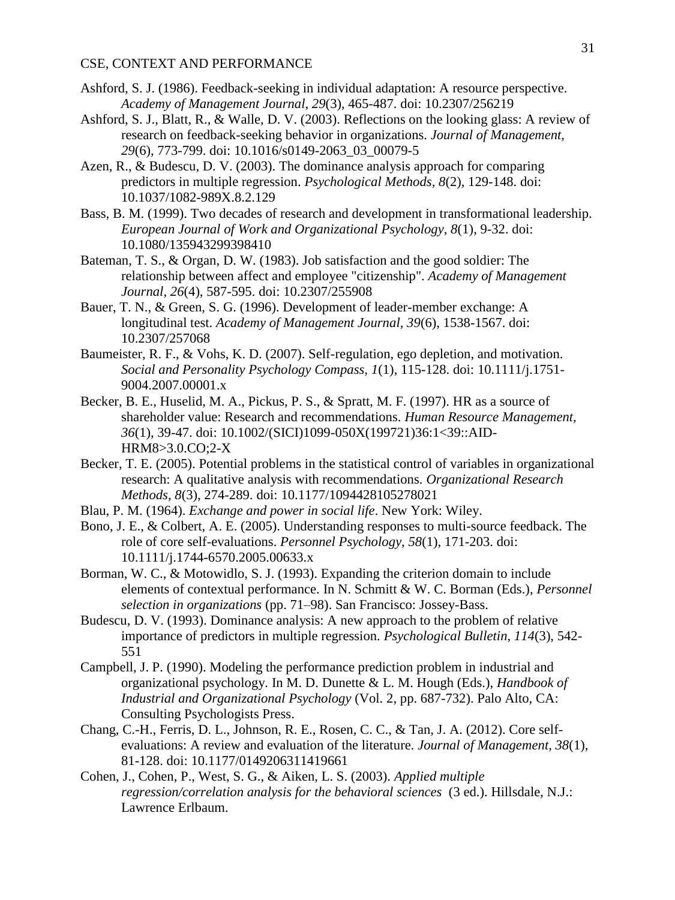Ashford, S. J. (1986). Feedback-seeking in individual adaptation: A resource perspective. *Academy of Management Journal, 29*(3), 465-487. doi: 10.2307/256219

Ashford, S. J., Blatt, R., & Walle, D. V. (2003). Reflections on the looking glass: A review of research on feedback-seeking behavior in organizations. *Journal of Management, 29*(6), 773-799. doi: 10.1016/s0149-2063_03_00079-5

Azen, R., & Budescu, D. V. (2003). The dominance analysis approach for comparing predictors in multiple regression. *Psychological Methods, 8*(2), 129-148. doi: 10.1037/1082-989X.8.2.129

Bass, B. M. (1999). Two decades of research and development in transformational leadership. *European Journal of Work and Organizational Psychology, 8*(1), 9-32. doi: 10.1080/135943299398410

Bateman, T. S., & Organ, D. W. (1983). Job satisfaction and the good soldier: The relationship between affect and employee "citizenship". *Academy of Management Journal, 26*(4), 587-595. doi: 10.2307/255908

Bauer, T. N., & Green, S. G. (1996). Development of leader-member exchange: A longitudinal test. *Academy of Management Journal, 39*(6), 1538-1567. doi: 10.2307/257068

Baumeister, R. F., & Vohs, K. D. (2007). Self-regulation, ego depletion, and motivation. *Social and Personality Psychology Compass, 1*(1), 115-128. doi: 10.1111/j.1751-9004.2007.00001.x

Becker, B. E., Huselid, M. A., Pickus, P. S., & Spratt, M. F. (1997). HR as a source of shareholder value: Research and recommendations. *Human Resource Management, 36*(1), 39-47. doi: 10.1002/(SICI)1099-050X(199721)36:1<39::AID-HRM8>3.0.CO;2-X

Becker, T. E. (2005). Potential problems in the statistical control of variables in organizational research: A qualitative analysis with recommendations. *Organizational Research Methods, 8*(3), 274-289. doi: 10.1177/1094428105278021

Blau, P. M. (1964). *Exchange and power in social life*. New York: Wiley.

Bono, J. E., & Colbert, A. E. (2005). Understanding responses to multi-source feedback. The role of core self-evaluations. *Personnel Psychology, 58*(1), 171-203. doi: 10.1111/j.1744-6570.2005.00633.x

Borman, W. C., & Motowidlo, S. J. (1993). Expanding the criterion domain to include elements of contextual performance. In N. Schmitt & W. C. Borman (Eds.), *Personnel selection in organizations* (pp. 71–98). San Francisco: Jossey-Bass.

Budescu, D. V. (1993). Dominance analysis: A new approach to the problem of relative importance of predictors in multiple regression. *Psychological Bulletin, 114*(3), 542-551

Campbell, J. P. (1990). Modeling the performance prediction problem in industrial and organizational psychology. In M. D. Dunette & L. M. Hough (Eds.), *Handbook of Industrial and Organizational Psychology* (Vol. 2, pp. 687-732). Palo Alto, CA: Consulting Psychologists Press.

Chang, C.-H., Ferris, D. L., Johnson, R. E., Rosen, C. C., & Tan, J. A. (2012). Core self-evaluations: A review and evaluation of the literature. *Journal of Management, 38*(1), 81-128. doi: 10.1177/0149206311419661

Cohen, J., Cohen, P., West, S. G., & Aiken, L. S. (2003). *Applied multiple regression/correlation analysis for the behavioral sciences* (3 ed.). Hillsdale, N.J.: Lawrence Erlbaum.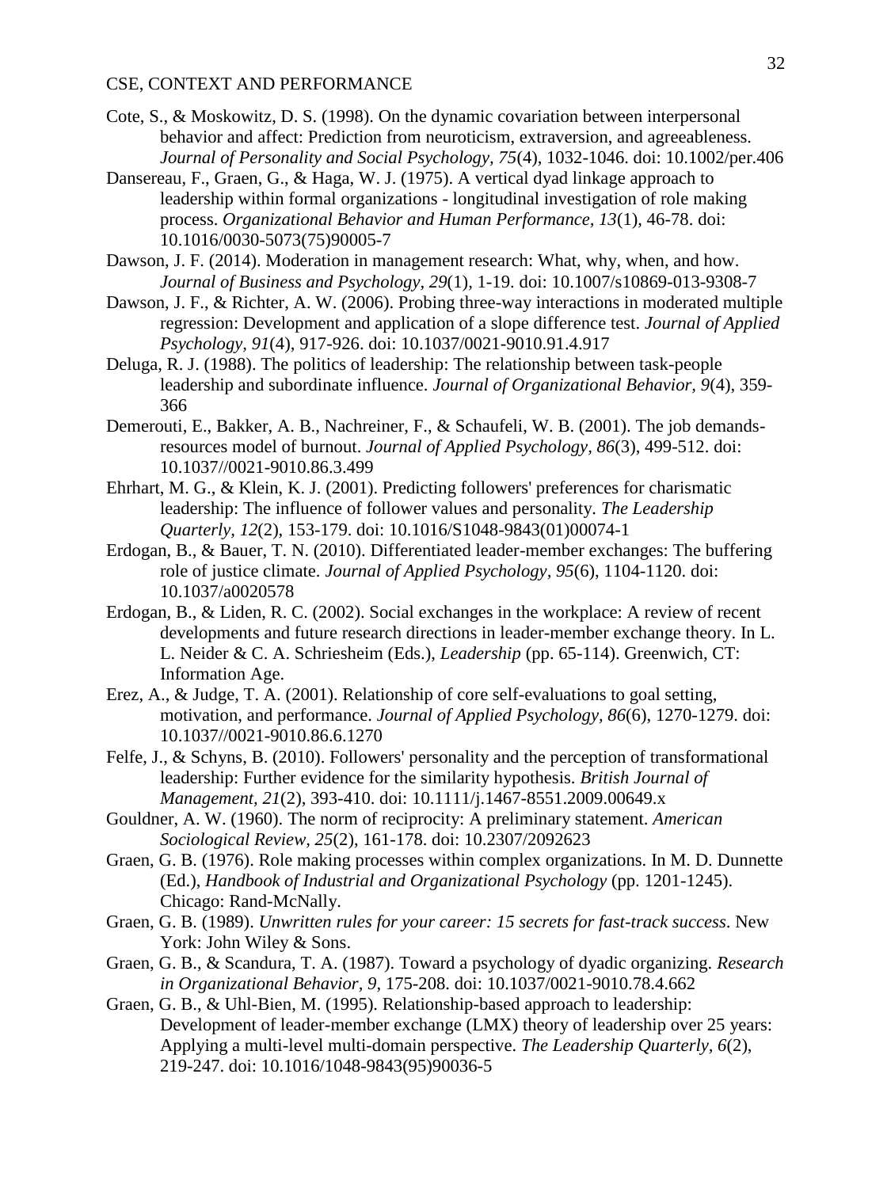Cote, S., & Moskowitz, D. S. (1998). On the dynamic covariation between interpersonal behavior and affect: Prediction from neuroticism, extraversion, and agreeableness. *Journal of Personality and Social Psychology, 75*(4), 1032-1046. doi: 10.1002/per.406

Dansereau, F., Graen, G., & Haga, W. J. (1975). A vertical dyad linkage approach to leadership within formal organizations - longitudinal investigation of role making process. *Organizational Behavior and Human Performance, 13*(1), 46-78. doi: 10.1016/0030-5073(75)90005-7

Dawson, J. F. (2014). Moderation in management research: What, why, when, and how. *Journal of Business and Psychology, 29*(1), 1-19. doi: 10.1007/s10869-013-9308-7

Dawson, J. F., & Richter, A. W. (2006). Probing three-way interactions in moderated multiple regression: Development and application of a slope difference test. *Journal of Applied Psychology, 91*(4), 917-926. doi: 10.1037/0021-9010.91.4.917

Deluga, R. J. (1988). The politics of leadership: The relationship between task-people leadership and subordinate influence. *Journal of Organizational Behavior, 9*(4), 359-366

Demerouti, E., Bakker, A. B., Nachreiner, F., & Schaufeli, W. B. (2001). The job demands-resources model of burnout. *Journal of Applied Psychology, 86*(3), 499-512. doi: 10.1037//0021-9010.86.3.499

Ehrhart, M. G., & Klein, K. J. (2001). Predicting followers' preferences for charismatic leadership: The influence of follower values and personality. *The Leadership Quarterly, 12*(2), 153-179. doi: 10.1016/S1048-9843(01)00074-1

Erdogan, B., & Bauer, T. N. (2010). Differentiated leader-member exchanges: The buffering role of justice climate. *Journal of Applied Psychology, 95*(6), 1104-1120. doi: 10.1037/a0020578

Erdogan, B., & Liden, R. C. (2002). Social exchanges in the workplace: A review of recent developments and future research directions in leader-member exchange theory. In L. L. Neider & C. A. Schriesheim (Eds.), *Leadership* (pp. 65-114). Greenwich, CT: Information Age.

Erez, A., & Judge, T. A. (2001). Relationship of core self-evaluations to goal setting, motivation, and performance. *Journal of Applied Psychology, 86*(6), 1270-1279. doi: 10.1037//0021-9010.86.6.1270

Felfe, J., & Schyns, B. (2010). Followers' personality and the perception of transformational leadership: Further evidence for the similarity hypothesis. *British Journal of Management, 21*(2), 393-410. doi: 10.1111/j.1467-8551.2009.00649.x

Gouldner, A. W. (1960). The norm of reciprocity: A preliminary statement. *American Sociological Review, 25*(2), 161-178. doi: 10.2307/2092623

Graen, G. B. (1976). Role making processes within complex organizations. In M. D. Dunnette (Ed.), *Handbook of Industrial and Organizational Psychology* (pp. 1201-1245). Chicago: Rand-McNally.

Graen, G. B. (1989). *Unwritten rules for your career: 15 secrets for fast-track success*. New York: John Wiley & Sons.

Graen, G. B., & Scandura, T. A. (1987). Toward a psychology of dyadic organizing. *Research in Organizational Behavior, 9*, 175-208. doi: 10.1037/0021-9010.78.4.662

Graen, G. B., & Uhl-Bien, M. (1995). Relationship-based approach to leadership: Development of leader-member exchange (LMX) theory of leadership over 25 years: Applying a multi-level multi-domain perspective. *The Leadership Quarterly, 6*(2), 219-247. doi: 10.1016/1048-9843(95)90036-5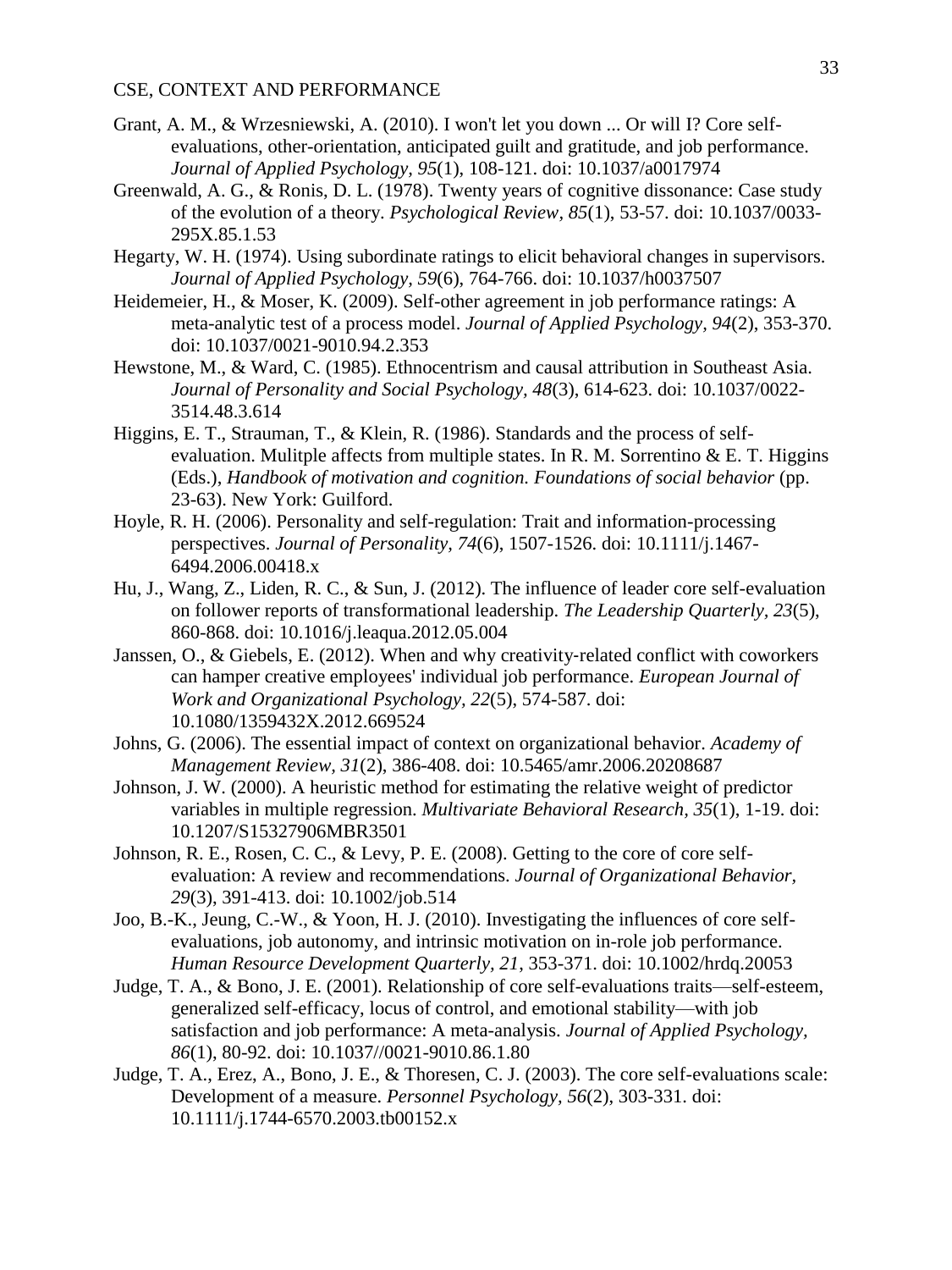Grant, A. M., & Wrzesniewski, A. (2010). I won't let you down ... Or will I? Core self-evaluations, other-orientation, anticipated guilt and gratitude, and job performance. *Journal of Applied Psychology, 95*(1), 108-121. doi: 10.1037/a0017974

Greenwald, A. G., & Ronis, D. L. (1978). Twenty years of cognitive dissonance: Case study of the evolution of a theory. *Psychological Review, 85*(1), 53-57. doi: 10.1037/0033-295X.85.1.53

Hegarty, W. H. (1974). Using subordinate ratings to elicit behavioral changes in supervisors. *Journal of Applied Psychology, 59*(6), 764-766. doi: 10.1037/h0037507

Heidemeier, H., & Moser, K. (2009). Self-other agreement in job performance ratings: A meta-analytic test of a process model. *Journal of Applied Psychology, 94*(2), 353-370. doi: 10.1037/0021-9010.94.2.353

Hewstone, M., & Ward, C. (1985). Ethnocentrism and causal attribution in Southeast Asia. *Journal of Personality and Social Psychology, 48*(3), 614-623. doi: 10.1037/0022-3514.48.3.614

Higgins, E. T., Strauman, T., & Klein, R. (1986). Standards and the process of self-evaluation. Mulitple affects from multiple states. In R. M. Sorrentino & E. T. Higgins (Eds.), *Handbook of motivation and cognition. Foundations of social behavior* (pp. 23-63). New York: Guilford.

Hoyle, R. H. (2006). Personality and self-regulation: Trait and information-processing perspectives. *Journal of Personality, 74*(6), 1507-1526. doi: 10.1111/j.1467-6494.2006.00418.x

Hu, J., Wang, Z., Liden, R. C., & Sun, J. (2012). The influence of leader core self-evaluation on follower reports of transformational leadership. *The Leadership Quarterly, 23*(5), 860-868. doi: 10.1016/j.leaqua.2012.05.004

Janssen, O., & Giebels, E. (2012). When and why creativity-related conflict with coworkers can hamper creative employees' individual job performance. *European Journal of Work and Organizational Psychology, 22*(5), 574-587. doi: 10.1080/1359432X.2012.669524

Johns, G. (2006). The essential impact of context on organizational behavior. *Academy of Management Review, 31*(2), 386-408. doi: 10.5465/amr.2006.20208687

Johnson, J. W. (2000). A heuristic method for estimating the relative weight of predictor variables in multiple regression. *Multivariate Behavioral Research, 35*(1), 1-19. doi: 10.1207/S15327906MBR3501

Johnson, R. E., Rosen, C. C., & Levy, P. E. (2008). Getting to the core of core self-evaluation: A review and recommendations. *Journal of Organizational Behavior, 29*(3), 391-413. doi: 10.1002/job.514

Joo, B.-K., Jeung, C.-W., & Yoon, H. J. (2010). Investigating the influences of core self-evaluations, job autonomy, and intrinsic motivation on in-role job performance. *Human Resource Development Quarterly, 21*, 353-371. doi: 10.1002/hrdq.20053

Judge, T. A., & Bono, J. E. (2001). Relationship of core self-evaluations traits—self-esteem, generalized self-efficacy, locus of control, and emotional stability—with job satisfaction and job performance: A meta-analysis. *Journal of Applied Psychology, 86*(1), 80-92. doi: 10.1037//0021-9010.86.1.80

Judge, T. A., Erez, A., Bono, J. E., & Thoresen, C. J. (2003). The core self-evaluations scale: Development of a measure. *Personnel Psychology, 56*(2), 303-331. doi: 10.1111/j.1744-6570.2003.tb00152.x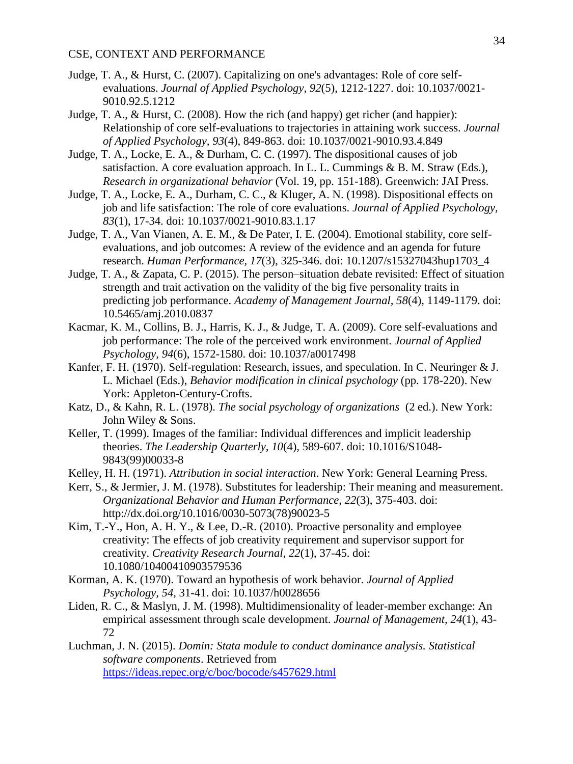Judge, T. A., & Hurst, C. (2007). Capitalizing on one's advantages: Role of core self-evaluations. *Journal of Applied Psychology, 92*(5), 1212-1227. doi: 10.1037/0021-9010.92.5.1212

Judge, T. A., & Hurst, C. (2008). How the rich (and happy) get richer (and happier): Relationship of core self-evaluations to trajectories in attaining work success. *Journal of Applied Psychology, 93*(4), 849-863. doi: 10.1037/0021-9010.93.4.849

Judge, T. A., Locke, E. A., & Durham, C. C. (1997). The dispositional causes of job satisfaction. A core evaluation approach. In L. L. Cummings & B. M. Straw (Eds.), *Research in organizational behavior* (Vol. 19, pp. 151-188). Greenwich: JAI Press.

Judge, T. A., Locke, E. A., Durham, C. C., & Kluger, A. N. (1998). Dispositional effects on job and life satisfaction: The role of core evaluations. *Journal of Applied Psychology, 83*(1), 17-34. doi: 10.1037/0021-9010.83.1.17

Judge, T. A., Van Vianen, A. E. M., & De Pater, I. E. (2004). Emotional stability, core self-evaluations, and job outcomes: A review of the evidence and an agenda for future research. *Human Performance, 17*(3), 325-346. doi: 10.1207/s15327043hup1703_4

Judge, T. A., & Zapata, C. P. (2015). The person–situation debate revisited: Effect of situation strength and trait activation on the validity of the big five personality traits in predicting job performance. *Academy of Management Journal, 58*(4), 1149-1179. doi: 10.5465/amj.2010.0837

Kacmar, K. M., Collins, B. J., Harris, K. J., & Judge, T. A. (2009). Core self-evaluations and job performance: The role of the perceived work environment. *Journal of Applied Psychology, 94*(6), 1572-1580. doi: 10.1037/a0017498

Kanfer, F. H. (1970). Self-regulation: Research, issues, and speculation. In C. Neuringer & J. L. Michael (Eds.), *Behavior modification in clinical psychology* (pp. 178-220). New York: Appleton-Century-Crofts.

Katz, D., & Kahn, R. L. (1978). *The social psychology of organizations* (2 ed.). New York: John Wiley & Sons.

Keller, T. (1999). Images of the familiar: Individual differences and implicit leadership theories. *The Leadership Quarterly, 10*(4), 589-607. doi: 10.1016/S1048-9843(99)00033-8

Kelley, H. H. (1971). *Attribution in social interaction*. New York: General Learning Press.

Kerr, S., & Jermier, J. M. (1978). Substitutes for leadership: Their meaning and measurement. *Organizational Behavior and Human Performance, 22*(3), 375-403. doi: http://dx.doi.org/10.1016/0030-5073(78)90023-5

Kim, T.-Y., Hon, A. H. Y., & Lee, D.-R. (2010). Proactive personality and employee creativity: The effects of job creativity requirement and supervisor support for creativity. *Creativity Research Journal, 22*(1), 37-45. doi: 10.1080/10400410903579536

Korman, A. K. (1970). Toward an hypothesis of work behavior. *Journal of Applied Psychology, 54*, 31-41. doi: 10.1037/h0028656

Liden, R. C., & Maslyn, J. M. (1998). Multidimensionality of leader-member exchange: An empirical assessment through scale development. *Journal of Management, 24*(1), 43-72

Luchman, J. N. (2015). *Domin: Stata module to conduct dominance analysis. Statistical software components*. Retrieved from https://ideas.repec.org/c/boc/bocode/s457629.html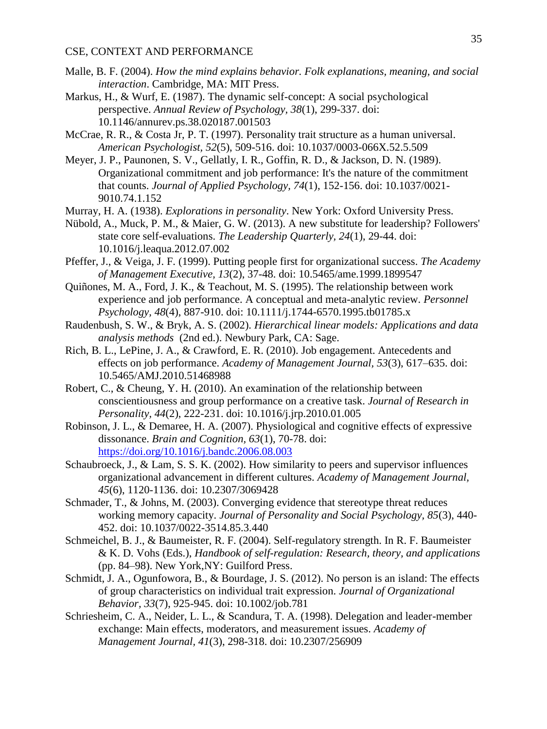Malle, B. F. (2004). *How the mind explains behavior. Folk explanations, meaning, and social interaction*. Cambridge, MA: MIT Press.

Markus, H., & Wurf, E. (1987). The dynamic self-concept: A social psychological perspective. *Annual Review of Psychology, 38*(1), 299-337. doi: 10.1146/annurev.ps.38.020187.001503

McCrae, R. R., & Costa Jr, P. T. (1997). Personality trait structure as a human universal. *American Psychologist, 52*(5), 509-516. doi: 10.1037/0003-066X.52.5.509

Meyer, J. P., Paunonen, S. V., Gellatly, I. R., Goffin, R. D., & Jackson, D. N. (1989). Organizational commitment and job performance: It's the nature of the commitment that counts. *Journal of Applied Psychology, 74*(1), 152-156. doi: 10.1037/0021-9010.74.1.152

Murray, H. A. (1938). *Explorations in personality*. New York: Oxford University Press.

Nübold, A., Muck, P. M., & Maier, G. W. (2013). A new substitute for leadership? Followers' state core self-evaluations. *The Leadership Quarterly, 24*(1), 29-44. doi: 10.1016/j.leaqua.2012.07.002

Pfeffer, J., & Veiga, J. F. (1999). Putting people first for organizational success. *The Academy of Management Executive, 13*(2), 37-48. doi: 10.5465/ame.1999.1899547

Quiñones, M. A., Ford, J. K., & Teachout, M. S. (1995). The relationship between work experience and job performance. A conceptual and meta-analytic review. *Personnel Psychology, 48*(4), 887-910. doi: 10.1111/j.1744-6570.1995.tb01785.x

Raudenbush, S. W., & Bryk, A. S. (2002). *Hierarchical linear models: Applications and data analysis methods* (2nd ed.). Newbury Park, CA: Sage.

Rich, B. L., LePine, J. A., & Crawford, E. R. (2010). Job engagement. Antecedents and effects on job performance. *Academy of Management Journal, 53*(3), 617–635. doi: 10.5465/AMJ.2010.51468988

Robert, C., & Cheung, Y. H. (2010). An examination of the relationship between conscientiousness and group performance on a creative task. *Journal of Research in Personality, 44*(2), 222-231. doi: 10.1016/j.jrp.2010.01.005

Robinson, J. L., & Demaree, H. A. (2007). Physiological and cognitive effects of expressive dissonance. *Brain and Cognition, 63*(1), 70-78. doi: https://doi.org/10.1016/j.bandc.2006.08.003

Schaubroeck, J., & Lam, S. S. K. (2002). How similarity to peers and supervisor influences organizational advancement in different cultures. *Academy of Management Journal, 45*(6), 1120-1136. doi: 10.2307/3069428

Schmader, T., & Johns, M. (2003). Converging evidence that stereotype threat reduces working memory capacity. *Journal of Personality and Social Psychology, 85*(3), 440-452. doi: 10.1037/0022-3514.85.3.440

Schmeichel, B. J., & Baumeister, R. F. (2004). Self-regulatory strength. In R. F. Baumeister & K. D. Vohs (Eds.), *Handbook of self-regulation: Research, theory, and applications* (pp. 84–98). New York,NY: Guilford Press.

Schmidt, J. A., Ogunfowora, B., & Bourdage, J. S. (2012). No person is an island: The effects of group characteristics on individual trait expression. *Journal of Organizational Behavior, 33*(7), 925-945. doi: 10.1002/job.781

Schriesheim, C. A., Neider, L. L., & Scandura, T. A. (1998). Delegation and leader-member exchange: Main effects, moderators, and measurement issues. *Academy of Management Journal, 41*(3), 298-318. doi: 10.2307/256909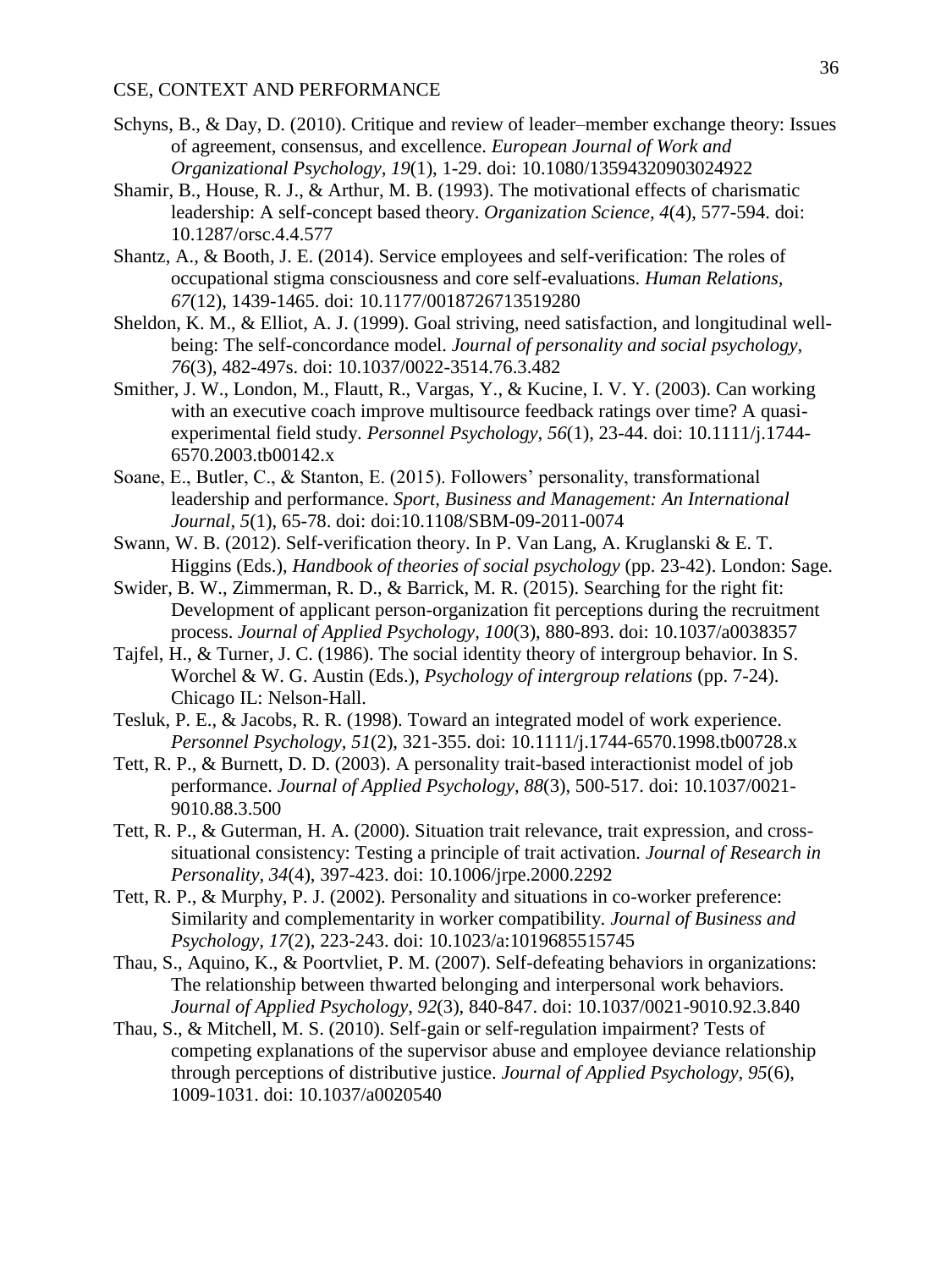Schyns, B., & Day, D. (2010). Critique and review of leader–member exchange theory: Issues of agreement, consensus, and excellence. *European Journal of Work and Organizational Psychology, 19*(1), 1-29. doi: 10.1080/13594320903024922

Shamir, B., House, R. J., & Arthur, M. B. (1993). The motivational effects of charismatic leadership: A self-concept based theory. *Organization Science, 4*(4), 577-594. doi: 10.1287/orsc.4.4.577

Shantz, A., & Booth, J. E. (2014). Service employees and self-verification: The roles of occupational stigma consciousness and core self-evaluations. *Human Relations, 67*(12), 1439-1465. doi: 10.1177/0018726713519280

Sheldon, K. M., & Elliot, A. J. (1999). Goal striving, need satisfaction, and longitudinal well-being: The self-concordance model. *Journal of personality and social psychology, 76*(3), 482-497s. doi: 10.1037/0022-3514.76.3.482

Smither, J. W., London, M., Flautt, R., Vargas, Y., & Kucine, I. V. Y. (2003). Can working with an executive coach improve multisource feedback ratings over time? A quasi-experimental field study. *Personnel Psychology, 56*(1), 23-44. doi: 10.1111/j.1744-6570.2003.tb00142.x

Soane, E., Butler, C., & Stanton, E. (2015). Followers' personality, transformational leadership and performance. *Sport, Business and Management: An International Journal, 5*(1), 65-78. doi: doi:10.1108/SBM-09-2011-0074

Swann, W. B. (2012). Self-verification theory. In P. Van Lang, A. Kruglanski & E. T. Higgins (Eds.), *Handbook of theories of social psychology* (pp. 23-42). London: Sage.

Swider, B. W., Zimmerman, R. D., & Barrick, M. R. (2015). Searching for the right fit: Development of applicant person-organization fit perceptions during the recruitment process. *Journal of Applied Psychology, 100*(3), 880-893. doi: 10.1037/a0038357

Tajfel, H., & Turner, J. C. (1986). The social identity theory of intergroup behavior. In S. Worchel & W. G. Austin (Eds.), *Psychology of intergroup relations* (pp. 7-24). Chicago IL: Nelson-Hall.

Tesluk, P. E., & Jacobs, R. R. (1998). Toward an integrated model of work experience. *Personnel Psychology, 51*(2), 321-355. doi: 10.1111/j.1744-6570.1998.tb00728.x

Tett, R. P., & Burnett, D. D. (2003). A personality trait-based interactionist model of job performance. *Journal of Applied Psychology, 88*(3), 500-517. doi: 10.1037/0021-9010.88.3.500

Tett, R. P., & Guterman, H. A. (2000). Situation trait relevance, trait expression, and cross-situational consistency: Testing a principle of trait activation. *Journal of Research in Personality, 34*(4), 397-423. doi: 10.1006/jrpe.2000.2292

Tett, R. P., & Murphy, P. J. (2002). Personality and situations in co-worker preference: Similarity and complementarity in worker compatibility. *Journal of Business and Psychology, 17*(2), 223-243. doi: 10.1023/a:1019685515745

Thau, S., Aquino, K., & Poortvliet, P. M. (2007). Self-defeating behaviors in organizations: The relationship between thwarted belonging and interpersonal work behaviors. *Journal of Applied Psychology, 92*(3), 840-847. doi: 10.1037/0021-9010.92.3.840

Thau, S., & Mitchell, M. S. (2010). Self-gain or self-regulation impairment? Tests of competing explanations of the supervisor abuse and employee deviance relationship through perceptions of distributive justice. *Journal of Applied Psychology, 95*(6), 1009-1031. doi: 10.1037/a0020540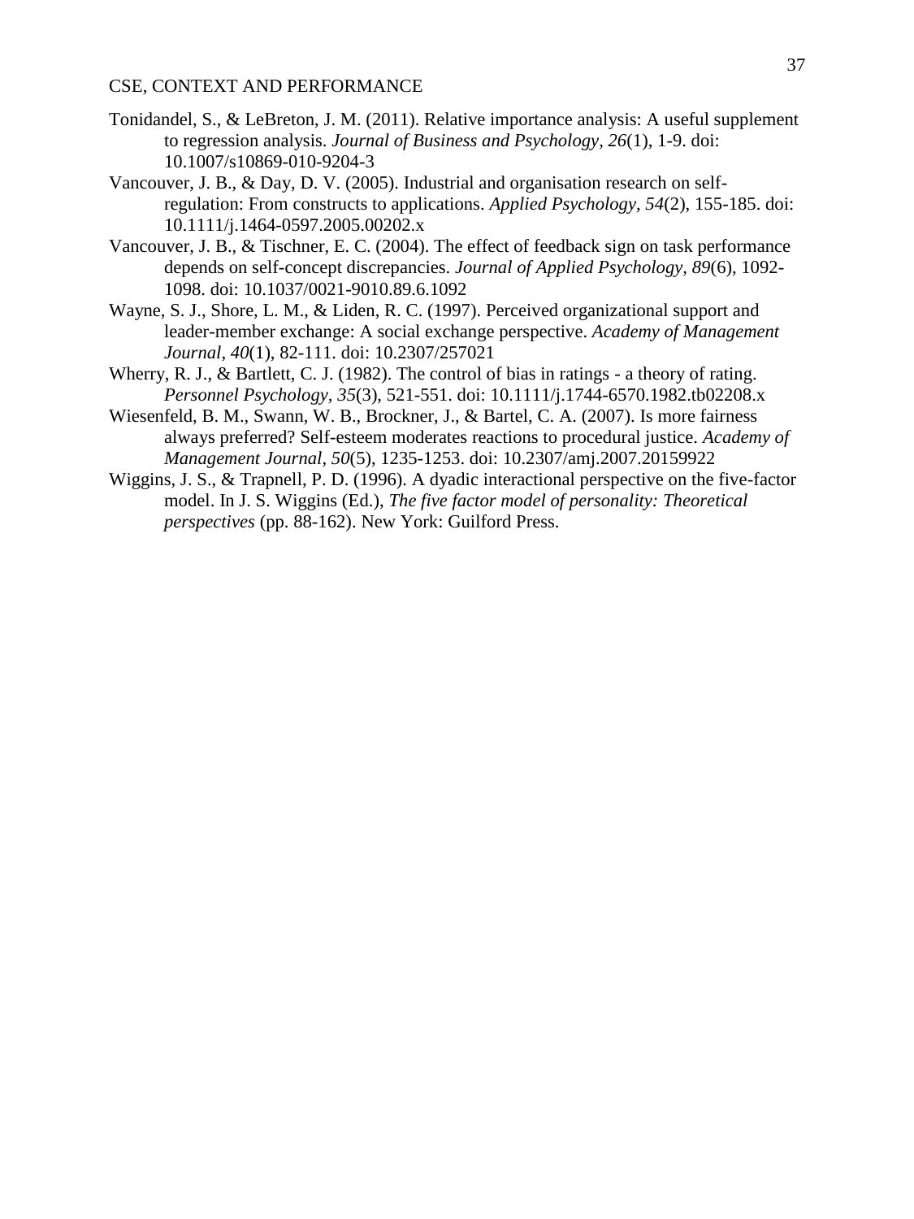Tonidandel, S., & LeBreton, J. M. (2011). Relative importance analysis: A useful supplement to regression analysis. *Journal of Business and Psychology, 26*(1), 1-9. doi: 10.1007/s10869-010-9204-3

Vancouver, J. B., & Day, D. V. (2005). Industrial and organisation research on self-regulation: From constructs to applications. *Applied Psychology, 54*(2), 155-185. doi: 10.1111/j.1464-0597.2005.00202.x

Vancouver, J. B., & Tischner, E. C. (2004). The effect of feedback sign on task performance depends on self-concept discrepancies. *Journal of Applied Psychology, 89*(6), 1092-1098. doi: 10.1037/0021-9010.89.6.1092

Wayne, S. J., Shore, L. M., & Liden, R. C. (1997). Perceived organizational support and leader-member exchange: A social exchange perspective. *Academy of Management Journal, 40*(1), 82-111. doi: 10.2307/257021

Wherry, R. J., & Bartlett, C. J. (1982). The control of bias in ratings - a theory of rating. *Personnel Psychology, 35*(3), 521-551. doi: 10.1111/j.1744-6570.1982.tb02208.x

Wiesenfeld, B. M., Swann, W. B., Brockner, J., & Bartel, C. A. (2007). Is more fairness always preferred? Self-esteem moderates reactions to procedural justice. *Academy of Management Journal, 50*(5), 1235-1253. doi: 10.2307/amj.2007.20159922

Wiggins, J. S., & Trapnell, P. D. (1996). A dyadic interactional perspective on the five-factor model. In J. S. Wiggins (Ed.), *The five factor model of personality: Theoretical perspectives* (pp. 88-162). New York: Guilford Press.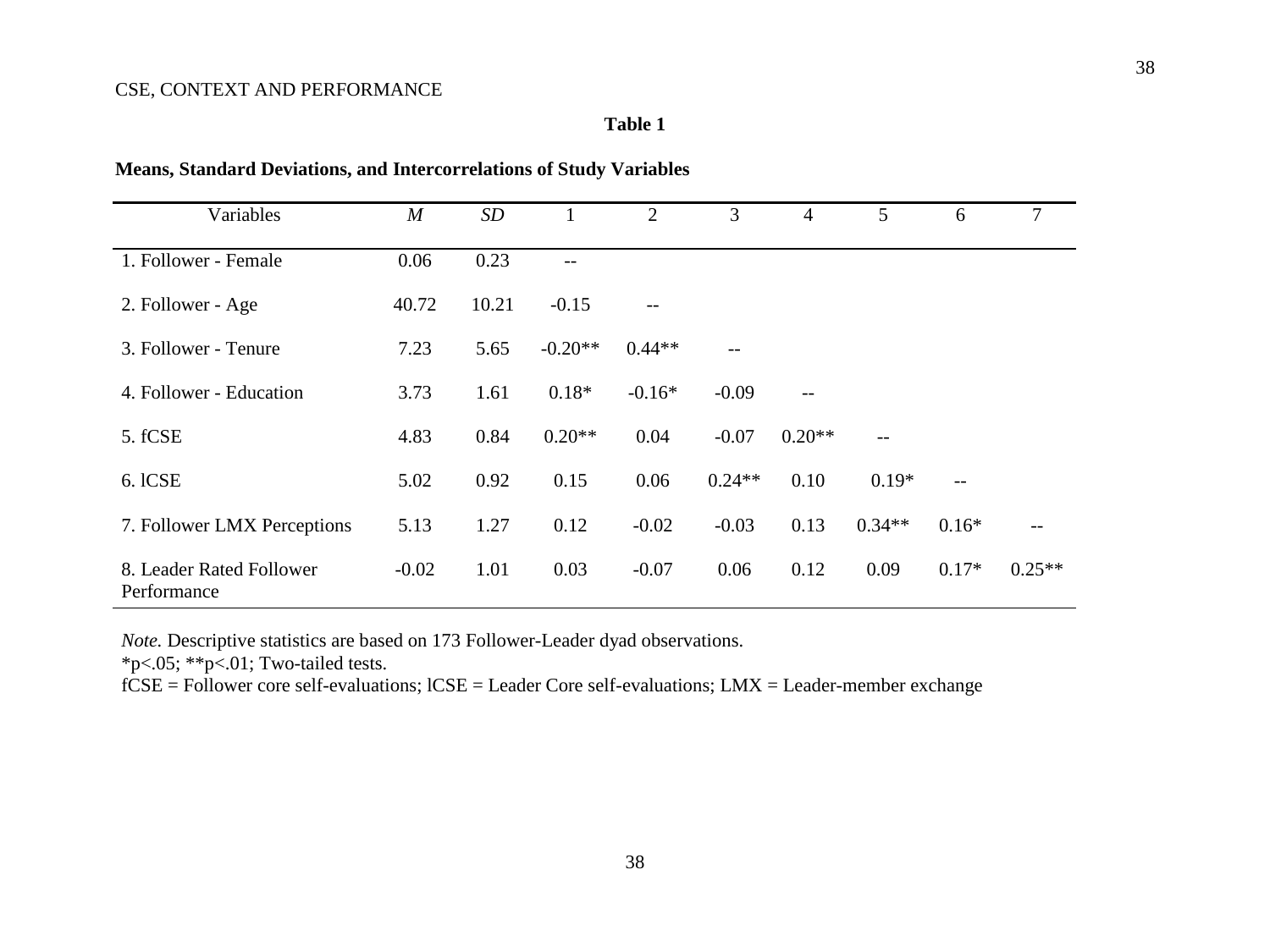**Table 1**

**Means, Standard Deviations, and Intercorrelations of Study Variables**

| Variables | *M* | *SD* | 1 | 2 | 3 | 4 | 5 | 6 | 7 |
|---|---|---|---|---|---|---|---|---|---|
| 1. Follower - Female | 0.06 | 0.23 | -- | | | | | | |
| 2. Follower - Age | 40.72 | 10.21 | -0.15 | -- | | | | | |
| 3. Follower - Tenure | 7.23 | 5.65 | -0.20** | 0.44** | -- | | | | |
| 4. Follower - Education | 3.73 | 1.61 | 0.18* | -0.16* | -0.09 | -- | | | |
| 5. fCSE | 4.83 | 0.84 | 0.20** | 0.04 | -0.07 | 0.20** | -- | | |
| 6. lCSE | 5.02 | 0.92 | 0.15 | 0.06 | 0.24** | 0.10 | 0.19* | -- | |
| 7. Follower LMX Perceptions | 5.13 | 1.27 | 0.12 | -0.02 | -0.03 | 0.13 | 0.34** | 0.16* | -- |
| 8. Leader Rated Follower Performance | -0.02 | 1.01 | 0.03 | -0.07 | 0.06 | 0.12 | 0.09 | 0.17* | 0.25** |

*Note.* Descriptive statistics are based on 173 Follower-Leader dyad observations.
*p<.05; **p<.01; Two-tailed tests.
fCSE = Follower core self-evaluations; lCSE = Leader Core self-evaluations; LMX = Leader-member exchange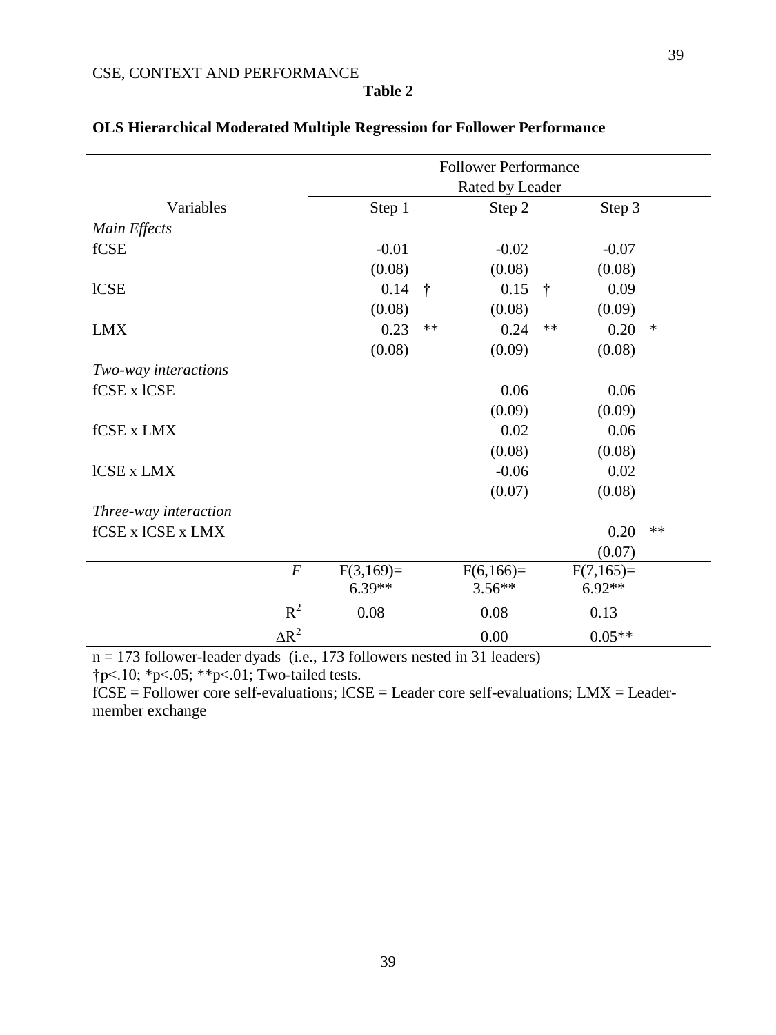**Table 2**

**OLS Hierarchical Moderated Multiple Regression for Follower Performance**

| | Follower Performance Rated by Leader | | | | | |
|---|---|---|---|---|---|---|
| Variables | Step 1 | | Step 2 | | Step 3 | |
| *Main Effects* | | | | | | |
| fCSE | -0.01 | | -0.02 | | -0.07 | |
| | (0.08) | | (0.08) | | (0.08) | |
| lCSE | 0.14 | † | 0.15 | † | 0.09 | |
| | (0.08) | | (0.08) | | (0.09) | |
| LMX | 0.23 | ** | 0.24 | ** | 0.20 | * |
| | (0.08) | | (0.09) | | (0.08) | |
| *Two-way interactions* | | | | | | |
| fCSE x lCSE | | | 0.06 | | 0.06 | |
| | | | (0.09) | | (0.09) | |
| fCSE x LMX | | | 0.02 | | 0.06 | |
| | | | (0.08) | | (0.08) | |
| lCSE x LMX | | | -0.06 | | 0.02 | |
| | | | (0.07) | | (0.08) | |
| *Three-way interaction* | | | | | | |
| fCSE x lCSE x LMX | | | | | 0.20 | ** |
| | | | | | (0.07) | |
| *F* | $F(3,169)=$ 6.39** | | $F(6,166)=$ 3.56** | | $F(7,165)=$ 6.92** | |
| $R^2$ | 0.08 | | 0.08 | | 0.13 | |
| $\Delta R^2$ | | | 0.00 | | 0.05** | |

n = 173 follower-leader dyads (i.e., 173 followers nested in 31 leaders)

†p<.10; *p<.05; **p<.01; Two-tailed tests.

fCSE = Follower core self-evaluations; lCSE = Leader core self-evaluations; LMX = Leader-member exchange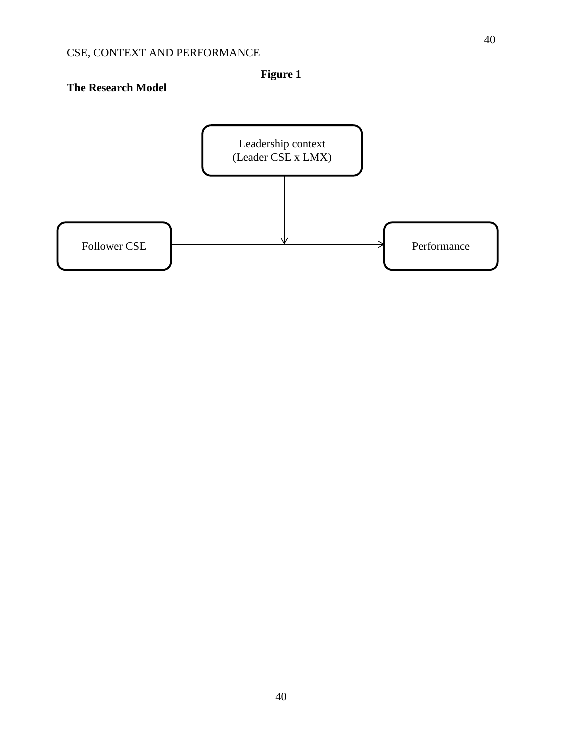**Figure 1**

**The Research Model**

Leadership context
(Leader CSE x LMX)

Follower CSE

Performance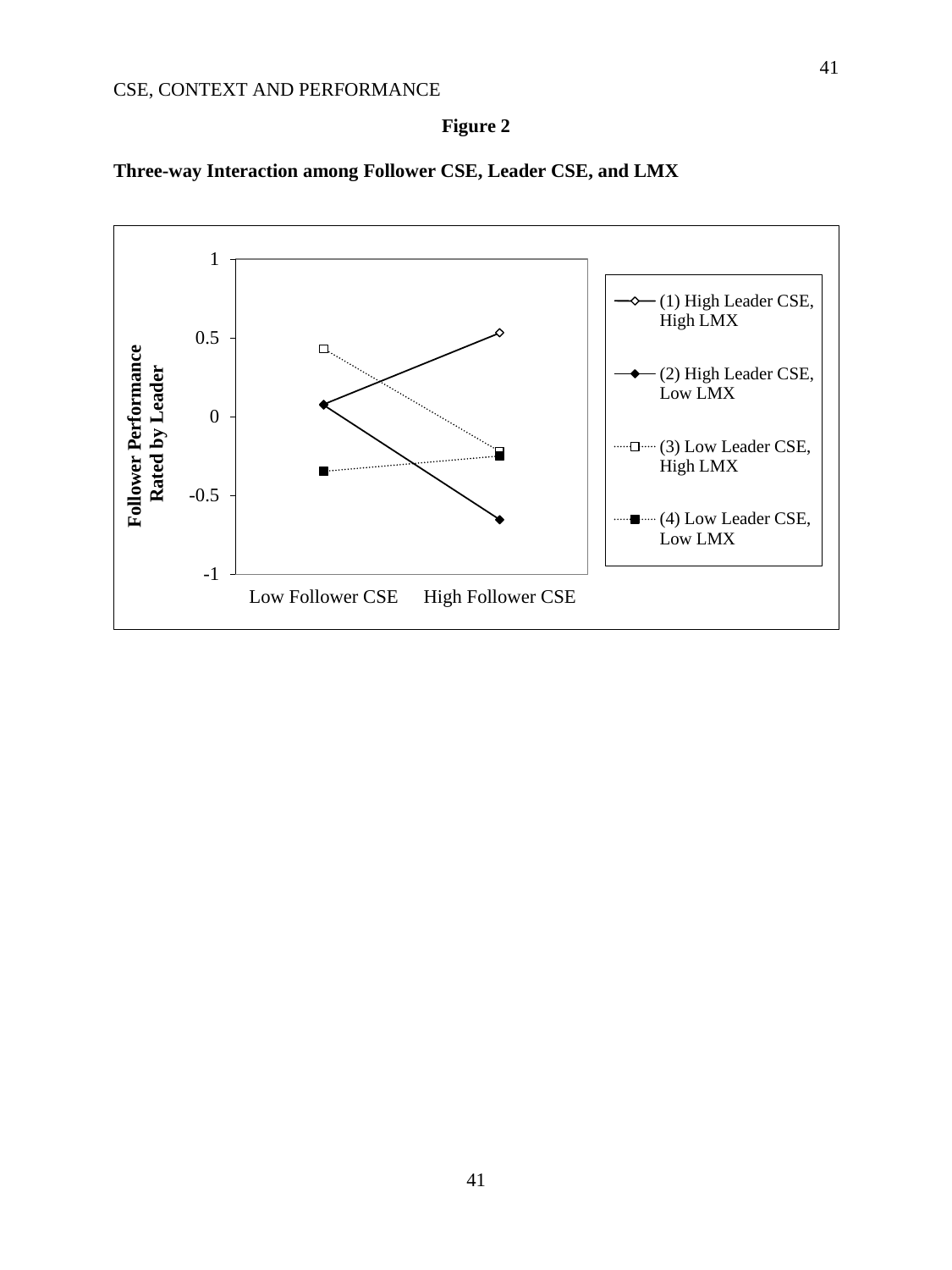**Figure 2**

**Three-way Interaction among Follower CSE, Leader CSE, and LMX**

Follower Performance Rated by Leader

1

0.5

0

-0.5

-1

Low Follower CSE

High Follower CSE

(1) High Leader CSE, High LMX

(2) High Leader CSE, Low LMX

(3) Low Leader CSE, High LMX

(4) Low Leader CSE, Low LMX